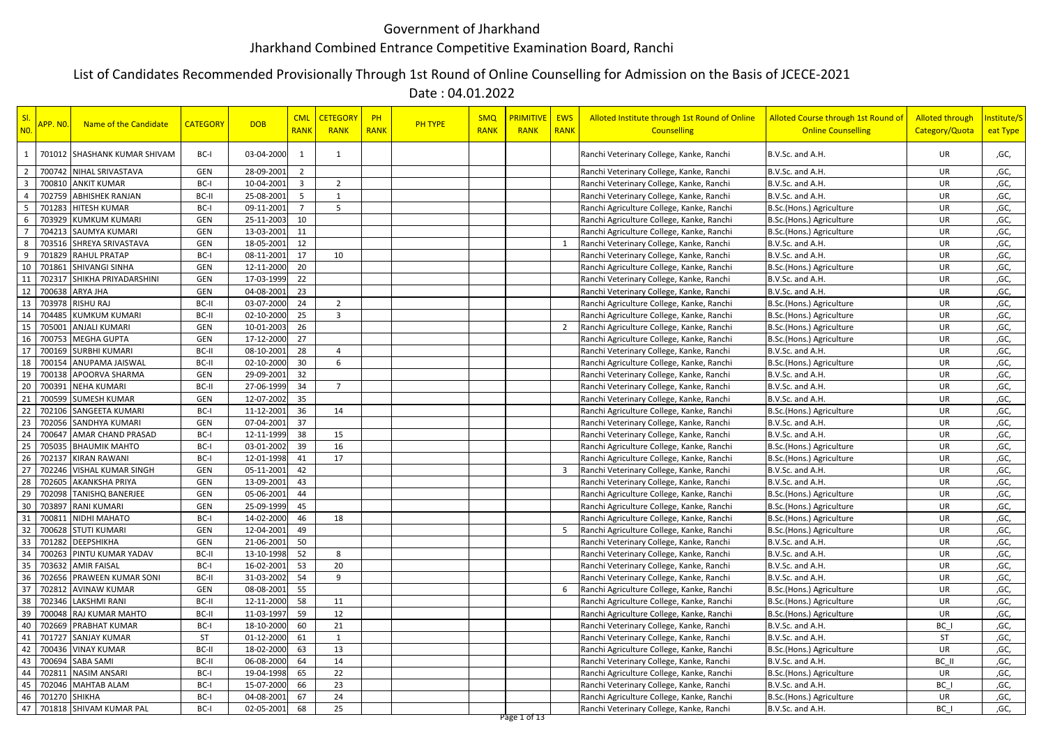# Government of Jharkhand

# Jharkhand Combined Entrance Competitive Examination Board, Ranchi

## List of Candidates Recommended Provisionally Through 1st Round of Online Counselling for Admission on the Basis of JCECE-2021

Date : 04.01.2022

| Sl. NO. | APP. NO. | Name of the Candidate | CATEGORY | DOB | CML RANK | CETEGORY RANK | PH RANK | PH TYPE | SMQ RANK | PRIMITIVE RANK | EWS RANK | Alloted Institute through 1st Round of Online Counselling | Alloted Course through 1st Round of Online Counselling | Alloted through Category/Quota | Institute/Seat Type |
|---|---|---|---|---|---|---|---|---|---|---|---|---|---|---|---|
| 1 | 701012 | SHASHANK KUMAR SHIVAM | BC-I | 03-04-2000 | 1 | 1 | | | | | | Ranchi Veterinary College, Kanke, Ranchi | B.V.Sc. and A.H. | UR | ,GC, |
| 2 | 700742 | NIHAL SRIVASTAVA | GEN | 28-09-2001 | 2 | | | | | | | Ranchi Veterinary College, Kanke, Ranchi | B.V.Sc. and A.H. | UR | ,GC, |
| 3 | 700810 | ANKIT KUMAR | BC-I | 10-04-2001 | 3 | 2 | | | | | | Ranchi Veterinary College, Kanke, Ranchi | B.V.Sc. and A.H. | UR | ,GC, |
| 4 | 702759 | ABHISHEK RANJAN | BC-II | 25-08-2001 | 5 | 1 | | | | | | Ranchi Veterinary College, Kanke, Ranchi | B.V.Sc. and A.H. | UR | ,GC, |
| 5 | 701283 | HITESH KUMAR | BC-I | 09-11-2001 | 7 | 5 | | | | | | Ranchi Veterinary College, Kanke, Ranchi | B.V.Sc. and A.H. | UR | ,GC, |
| 6 | 703929 | KUMKUM KUMARI | GEN | 25-11-2003 | 10 | | | | | | | Ranchi Agriculture College, Kanke, Ranchi | B.Sc.(Hons.) Agriculture | UR | ,GC, |
| 7 | 704213 | SAUMYA KUMARI | GEN | 13-03-2001 | 11 | | | | | | | Ranchi Agriculture College, Kanke, Ranchi | B.Sc.(Hons.) Agriculture | UR | ,GC, |
| 8 | 703516 | SHREYA SRIVASTAVA | GEN | 18-05-2001 | 12 | | | | | | 1 | Ranchi Veterinary College, Kanke, Ranchi | B.V.Sc. and A.H. | UR | ,GC, |
| 9 | 701829 | RAHUL PRATAP | BC-I | 08-11-2001 | 17 | 10 | | | | | | Ranchi Veterinary College, Kanke, Ranchi | B.V.Sc. and A.H. | UR | ,GC, |
| 10 | 701861 | SHIVANGI SINHA | GEN | 12-11-2000 | 20 | | | | | | | Ranchi Agriculture College, Kanke, Ranchi | B.Sc.(Hons.) Agriculture | UR | ,GC, |
| 11 | 702317 | SHIKHA PRIYADARSHINI | GEN | 17-03-1999 | 22 | | | | | | | Ranchi Veterinary College, Kanke, Ranchi | B.V.Sc. and A.H. | UR | ,GC, |
| 12 | 700638 | ARYA JHA | GEN | 04-08-2001 | 23 | | | | | | | Ranchi Veterinary College, Kanke, Ranchi | B.V.Sc. and A.H. | UR | ,GC, |
| 13 | 703978 | RISHU RAJ | BC-II | 03-07-2000 | 24 | 2 | | | | | | Ranchi Agriculture College, Kanke, Ranchi | B.Sc.(Hons.) Agriculture | UR | ,GC, |
| 14 | 704485 | KUMKUM KUMARI | BC-II | 02-10-2000 | 25 | 3 | | | | | | Ranchi Agriculture College, Kanke, Ranchi | B.Sc.(Hons.) Agriculture | UR | ,GC, |
| 15 | 705001 | ANJALI KUMARI | GEN | 10-01-2003 | 26 | | | | | | 2 | Ranchi Agriculture College, Kanke, Ranchi | B.Sc.(Hons.) Agriculture | UR | ,GC, |
| 16 | 700753 | MEGHA GUPTA | GEN | 17-12-2000 | 27 | | | | | | | Ranchi Agriculture College, Kanke, Ranchi | B.Sc.(Hons.) Agriculture | UR | ,GC, |
| 17 | 700169 | SURBHI KUMARI | BC-II | 08-10-2001 | 28 | 4 | | | | | | Ranchi Veterinary College, Kanke, Ranchi | B.V.Sc. and A.H. | UR | ,GC, |
| 18 | 700154 | ANUPAMA JAISWAL | BC-II | 02-10-2000 | 30 | 6 | | | | | | Ranchi Agriculture College, Kanke, Ranchi | B.Sc.(Hons.) Agriculture | UR | ,GC, |
| 19 | 700138 | APOORVA SHARMA | GEN | 29-09-2001 | 32 | | | | | | | Ranchi Veterinary College, Kanke, Ranchi | B.V.Sc. and A.H. | UR | ,GC, |
| 20 | 700391 | NEHA KUMARI | BC-II | 27-06-1999 | 34 | 7 | | | | | | Ranchi Veterinary College, Kanke, Ranchi | B.V.Sc. and A.H. | UR | ,GC, |
| 21 | 700599 | SUMESH KUMAR | GEN | 12-07-2002 | 35 | | | | | | | Ranchi Veterinary College, Kanke, Ranchi | B.V.Sc. and A.H. | UR | ,GC, |
| 22 | 702106 | SANGEETA KUMARI | BC-I | 11-12-2001 | 36 | 14 | | | | | | Ranchi Agriculture College, Kanke, Ranchi | B.Sc.(Hons.) Agriculture | UR | ,GC, |
| 23 | 702056 | SANDHYA KUMARI | GEN | 07-04-2001 | 37 | | | | | | | Ranchi Veterinary College, Kanke, Ranchi | B.V.Sc. and A.H. | UR | ,GC, |
| 24 | 700647 | AMAR CHAND PRASAD | BC-I | 12-11-1999 | 38 | 15 | | | | | | Ranchi Veterinary College, Kanke, Ranchi | B.V.Sc. and A.H. | UR | ,GC, |
| 25 | 705035 | BHAUMIK MAHTO | BC-I | 03-01-2002 | 39 | 16 | | | | | | Ranchi Agriculture College, Kanke, Ranchi | B.Sc.(Hons.) Agriculture | UR | ,GC, |
| 26 | 702137 | KIRAN RAWANI | BC-I | 12-01-1998 | 41 | 17 | | | | | | Ranchi Agriculture College, Kanke, Ranchi | B.Sc.(Hons.) Agriculture | UR | ,GC, |
| 27 | 702246 | VISHAL KUMAR SINGH | GEN | 05-11-2001 | 42 | | | | | | 3 | Ranchi Veterinary College, Kanke, Ranchi | B.V.Sc. and A.H. | UR | ,GC, |
| 28 | 702605 | AKANKSHA PRIYA | GEN | 13-09-2001 | 43 | | | | | | | Ranchi Veterinary College, Kanke, Ranchi | B.V.Sc. and A.H. | UR | ,GC, |
| 29 | 702098 | TANISHQ BANERJEE | GEN | 05-06-2001 | 44 | | | | | | | Ranchi Agriculture College, Kanke, Ranchi | B.Sc.(Hons.) Agriculture | UR | ,GC, |
| 30 | 703897 | RANI KUMARI | GEN | 25-09-1999 | 45 | | | | | | | Ranchi Agriculture College, Kanke, Ranchi | B.Sc.(Hons.) Agriculture | UR | ,GC, |
| 31 | 700811 | NIDHI MAHATO | BC-I | 14-02-2000 | 46 | 18 | | | | | | Ranchi Agriculture College, Kanke, Ranchi | B.Sc.(Hons.) Agriculture | UR | ,GC, |
| 32 | 700628 | STUTI KUMARI | GEN | 12-04-2001 | 49 | | | | | | 5 | Ranchi Agriculture College, Kanke, Ranchi | B.Sc.(Hons.) Agriculture | UR | ,GC, |
| 33 | 701282 | DEEPSHIKHA | GEN | 21-06-2001 | 50 | | | | | | | Ranchi Veterinary College, Kanke, Ranchi | B.V.Sc. and A.H. | UR | ,GC, |
| 34 | 700263 | PINTU KUMAR YADAV | BC-II | 13-10-1998 | 52 | 8 | | | | | | Ranchi Veterinary College, Kanke, Ranchi | B.V.Sc. and A.H. | UR | ,GC, |
| 35 | 703632 | AMIR FAISAL | BC-I | 16-02-2001 | 53 | 20 | | | | | | Ranchi Veterinary College, Kanke, Ranchi | B.V.Sc. and A.H. | UR | ,GC, |
| 36 | 702656 | PRAWEEN KUMAR SONI | BC-II | 31-03-2002 | 54 | 9 | | | | | | Ranchi Veterinary College, Kanke, Ranchi | B.V.Sc. and A.H. | UR | ,GC, |
| 37 | 702812 | AVINAW KUMAR | GEN | 08-08-2001 | 55 | | | | | | 6 | Ranchi Agriculture College, Kanke, Ranchi | B.Sc.(Hons.) Agriculture | UR | ,GC, |
| 38 | 702346 | LAKSHMI RANI | BC-II | 12-11-2000 | 58 | 11 | | | | | | Ranchi Agriculture College, Kanke, Ranchi | B.Sc.(Hons.) Agriculture | UR | ,GC, |
| 39 | 700048 | RAJ KUMAR MAHTO | BC-II | 11-03-1997 | 59 | 12 | | | | | | Ranchi Agriculture College, Kanke, Ranchi | B.Sc.(Hons.) Agriculture | UR | ,GC, |
| 40 | 702669 | PRABHAT KUMAR | BC-I | 18-10-2000 | 60 | 21 | | | | | | Ranchi Veterinary College, Kanke, Ranchi | B.V.Sc. and A.H. | BC_I | ,GC, |
| 41 | 701727 | SANJAY KUMAR | ST | 01-12-2000 | 61 | 1 | | | | | | Ranchi Veterinary College, Kanke, Ranchi | B.V.Sc. and A.H. | ST | ,GC, |
| 42 | 700436 | VINAY KUMAR | BC-II | 18-02-2000 | 63 | 13 | | | | | | Ranchi Agriculture College, Kanke, Ranchi | B.Sc.(Hons.) Agriculture | UR | ,GC, |
| 43 | 700694 | SABA SAMI | BC-II | 06-08-2000 | 64 | 14 | | | | | | Ranchi Veterinary College, Kanke, Ranchi | B.V.Sc. and A.H. | BC_II | ,GC, |
| 44 | 702811 | NASIM ANSARI | BC-I | 19-04-1998 | 65 | 22 | | | | | | Ranchi Agriculture College, Kanke, Ranchi | B.Sc.(Hons.) Agriculture | UR | ,GC, |
| 45 | 702046 | MAHTAB ALAM | BC-I | 15-07-2000 | 66 | 23 | | | | | | Ranchi Veterinary College, Kanke, Ranchi | B.V.Sc. and A.H. | BC_I | ,GC, |
| 46 | 701270 | SHIKHA | BC-I | 04-08-2001 | 67 | 24 | | | | | | Ranchi Agriculture College, Kanke, Ranchi | B.Sc.(Hons.) Agriculture | UR | ,GC, |
| 47 | 701818 | SHIVAM KUMAR PAL | BC-I | 02-05-2001 | 68 | 25 | | | | | | Ranchi Veterinary College, Kanke, Ranchi | B.V.Sc. and A.H. | BC_I | ,GC, |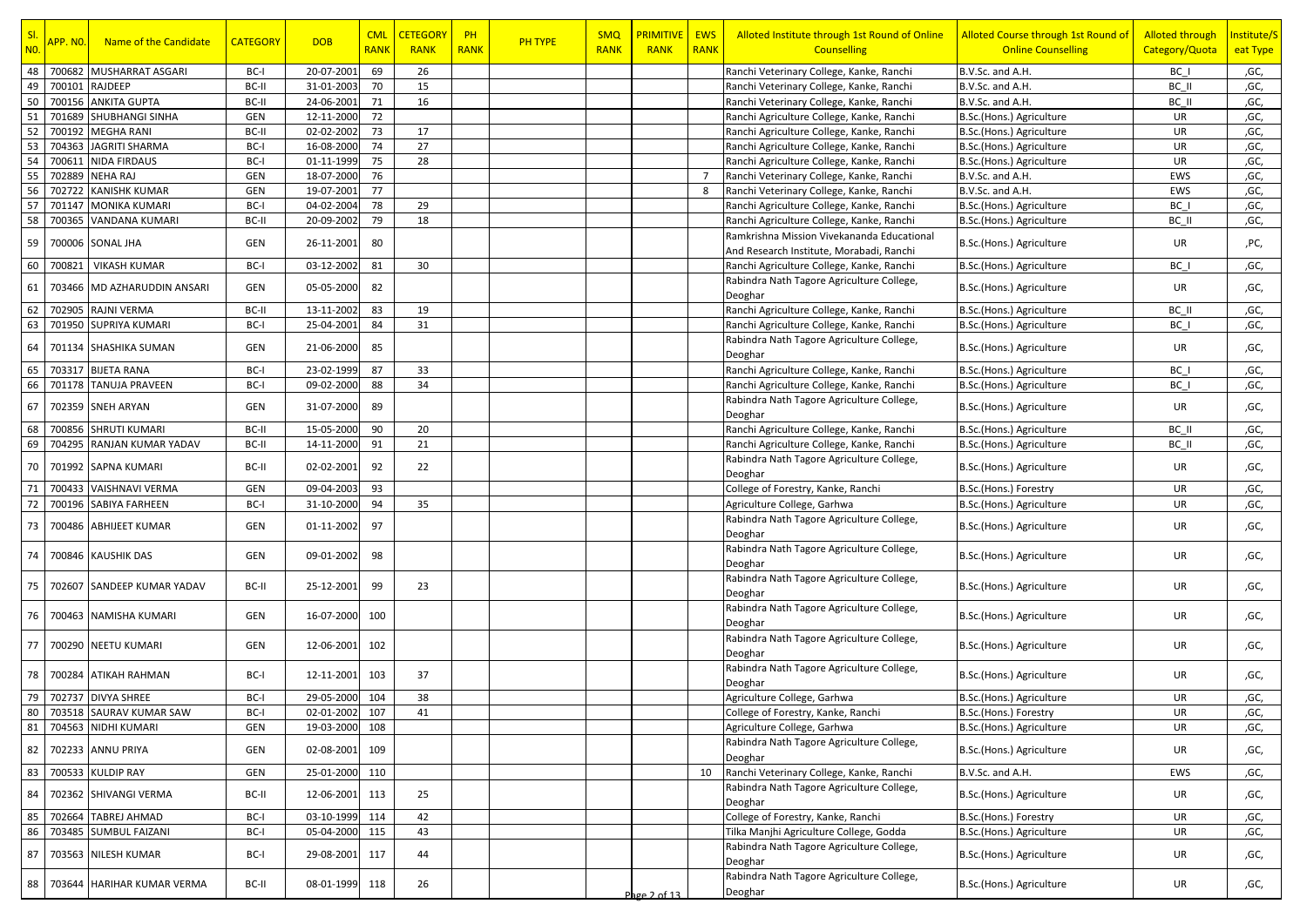| Sl. NO. | APP. NO. | Name of the Candidate | CATEGORY | DOB | CML RANK | CETEGORY RANK | PH RANK | PH TYPE | SMQ RANK | PRIMITIVE RANK | EWS RANK | Alloted Institute through 1st Round of Online Counselling | Alloted Course through 1st Round of Online Counselling | Alloted through Category/Quota | Institute/Seat Type |
|---|---|---|---|---|---|---|---|---|---|---|---|---|---|---|---|
| 48 | 700682 | MUSHARRAT ASGARI | BC-I | 20-07-2001 | 69 | 26 | | | | | | Ranchi Veterinary College, Kanke, Ranchi | B.V.Sc. and A.H. | BC_I | ,GC, |
| 49 | 700101 | RAJDEEP | BC-II | 31-01-2003 | 70 | 15 | | | | | | Ranchi Veterinary College, Kanke, Ranchi | B.V.Sc. and A.H. | BC_II | ,GC, |
| 50 | 700156 | ANKITA GUPTA | BC-II | 24-06-2001 | 71 | 16 | | | | | | Ranchi Veterinary College, Kanke, Ranchi | B.V.Sc. and A.H. | BC_II | ,GC, |
| 51 | 701689 | SHUBHANGI SINHA | GEN | 12-11-2000 | 72 | | | | | | | Ranchi Agriculture College, Kanke, Ranchi | B.Sc.(Hons.) Agriculture | UR | ,GC, |
| 52 | 700192 | MEGHA RANI | BC-II | 02-02-2002 | 73 | 17 | | | | | | Ranchi Agriculture College, Kanke, Ranchi | B.Sc.(Hons.) Agriculture | UR | ,GC, |
| 53 | 704363 | JAGRITI SHARMA | BC-I | 16-08-2000 | 74 | 27 | | | | | | Ranchi Agriculture College, Kanke, Ranchi | B.Sc.(Hons.) Agriculture | UR | ,GC, |
| 54 | 700611 | NIDA FIRDAUS | BC-I | 01-11-1999 | 75 | 28 | | | | | | Ranchi Agriculture College, Kanke, Ranchi | B.Sc.(Hons.) Agriculture | UR | ,GC, |
| 55 | 702889 | NEHA RAJ | GEN | 18-07-2000 | 76 | | | | | | 7 | Ranchi Veterinary College, Kanke, Ranchi | B.V.Sc. and A.H. | EWS | ,GC, |
| 56 | 702722 | KANISHK KUMAR | GEN | 19-07-2001 | 77 | | | | | | 8 | Ranchi Veterinary College, Kanke, Ranchi | B.V.Sc. and A.H. | EWS | ,GC, |
| 57 | 701147 | MONIKA KUMARI | BC-I | 04-02-2004 | 78 | 29 | | | | | | Ranchi Agriculture College, Kanke, Ranchi | B.Sc.(Hons.) Agriculture | BC_I | ,GC, |
| 58 | 700365 | VANDANA KUMARI | BC-II | 20-09-2002 | 79 | 18 | | | | | | Ranchi Agriculture College, Kanke, Ranchi | B.Sc.(Hons.) Agriculture | BC_II | ,GC, |
| 59 | 700006 | SONAL JHA | GEN | 26-11-2001 | 80 | | | | | | | Ramkrishna Mission Vivekananda Educational And Research Institute, Morabadi, Ranchi | B.Sc.(Hons.) Agriculture | UR | ,PC, |
| 60 | 700821 | VIKASH KUMAR | BC-I | 03-12-2002 | 81 | 30 | | | | | | Ranchi Agriculture College, Kanke, Ranchi | B.Sc.(Hons.) Agriculture | BC_I | ,GC, |
| 61 | 703466 | MD AZHARUDDIN ANSARI | GEN | 05-05-2000 | 82 | | | | | | | Rabindra Nath Tagore Agriculture College, Deoghar | B.Sc.(Hons.) Agriculture | UR | ,GC, |
| 62 | 702905 | RAJNI VERMA | BC-II | 13-11-2002 | 83 | 19 | | | | | | Ranchi Agriculture College, Kanke, Ranchi | B.Sc.(Hons.) Agriculture | BC_II | ,GC, |
| 63 | 701950 | SUPRIYA KUMARI | BC-I | 25-04-2001 | 84 | 31 | | | | | | Ranchi Agriculture College, Kanke, Ranchi | B.Sc.(Hons.) Agriculture | BC_I | ,GC, |
| 64 | 701134 | SHASHIKA SUMAN | GEN | 21-06-2000 | 85 | | | | | | | Rabindra Nath Tagore Agriculture College, Deoghar | B.Sc.(Hons.) Agriculture | UR | ,GC, |
| 65 | 703317 | BIJETA RANA | BC-I | 23-02-1999 | 87 | 33 | | | | | | Ranchi Agriculture College, Kanke, Ranchi | B.Sc.(Hons.) Agriculture | BC_I | ,GC, |
| 66 | 701178 | TANUJA PRAVEEN | BC-I | 09-02-2000 | 88 | 34 | | | | | | Ranchi Agriculture College, Kanke, Ranchi | B.Sc.(Hons.) Agriculture | BC_I | ,GC, |
| 67 | 702359 | SNEH ARYAN | GEN | 31-07-2000 | 89 | | | | | | | Rabindra Nath Tagore Agriculture College, Deoghar | B.Sc.(Hons.) Agriculture | UR | ,GC, |
| 68 | 700856 | SHRUTI KUMARI | BC-II | 15-05-2000 | 90 | 20 | | | | | | Ranchi Agriculture College, Kanke, Ranchi | B.Sc.(Hons.) Agriculture | BC_II | ,GC, |
| 69 | 704295 | RANJAN KUMAR YADAV | BC-II | 14-11-2000 | 91 | 21 | | | | | | Ranchi Agriculture College, Kanke, Ranchi | B.Sc.(Hons.) Agriculture | BC_II | ,GC, |
| 70 | 701992 | SAPNA KUMARI | BC-II | 02-02-2001 | 92 | 22 | | | | | | Rabindra Nath Tagore Agriculture College, Deoghar | B.Sc.(Hons.) Agriculture | UR | ,GC, |
| 71 | 700433 | VAISHNAVI VERMA | GEN | 09-04-2003 | 93 | | | | | | | College of Forestry, Kanke, Ranchi | B.Sc.(Hons.) Forestry | UR | ,GC, |
| 72 | 700196 | SABIYA FARHEEN | BC-I | 31-10-2000 | 94 | 35 | | | | | | Agriculture College, Garhwa | B.Sc.(Hons.) Agriculture | UR | ,GC, |
| 73 | 700486 | ABHIJEET KUMAR | GEN | 01-11-2002 | 97 | | | | | | | Rabindra Nath Tagore Agriculture College, Deoghar | B.Sc.(Hons.) Agriculture | UR | ,GC, |
| 74 | 700846 | KAUSHIK DAS | GEN | 09-01-2002 | 98 | | | | | | | Rabindra Nath Tagore Agriculture College, Deoghar | B.Sc.(Hons.) Agriculture | UR | ,GC, |
| 75 | 702607 | SANDEEP KUMAR YADAV | BC-II | 25-12-2001 | 99 | 23 | | | | | | Rabindra Nath Tagore Agriculture College, Deoghar | B.Sc.(Hons.) Agriculture | UR | ,GC, |
| 76 | 700463 | NAMISHA KUMARI | GEN | 16-07-2000 | 100 | | | | | | | Rabindra Nath Tagore Agriculture College, Deoghar | B.Sc.(Hons.) Agriculture | UR | ,GC, |
| 77 | 700290 | NEETU KUMARI | GEN | 12-06-2001 | 102 | | | | | | | Rabindra Nath Tagore Agriculture College, Deoghar | B.Sc.(Hons.) Agriculture | UR | ,GC, |
| 78 | 700284 | ATIKAH RAHMAN | BC-I | 12-11-2001 | 103 | 37 | | | | | | Rabindra Nath Tagore Agriculture College, Deoghar | B.Sc.(Hons.) Agriculture | UR | ,GC, |
| 79 | 702737 | DIVYA SHREE | BC-I | 29-05-2000 | 104 | 38 | | | | | | Agriculture College, Garhwa | B.Sc.(Hons.) Agriculture | UR | ,GC, |
| 80 | 703518 | SAURAV KUMAR SAW | BC-I | 02-01-2002 | 107 | 41 | | | | | | College of Forestry, Kanke, Ranchi | B.Sc.(Hons.) Forestry | UR | ,GC, |
| 81 | 704563 | NIDHI KUMARI | GEN | 19-03-2000 | 108 | | | | | | | Agriculture College, Garhwa | B.Sc.(Hons.) Agriculture | UR | ,GC, |
| 82 | 702233 | ANNU PRIYA | GEN | 02-08-2001 | 109 | | | | | | | Rabindra Nath Tagore Agriculture College, Deoghar | B.Sc.(Hons.) Agriculture | UR | ,GC, |
| 83 | 700533 | KULDIP RAY | GEN | 25-01-2000 | 110 | | | | | | 10 | Ranchi Veterinary College, Kanke, Ranchi | B.V.Sc. and A.H. | EWS | ,GC, |
| 84 | 702362 | SHIVANGI VERMA | BC-II | 12-06-2001 | 113 | 25 | | | | | | Rabindra Nath Tagore Agriculture College, Deoghar | B.Sc.(Hons.) Agriculture | UR | ,GC, |
| 85 | 702664 | TABREJ AHMAD | BC-I | 03-10-1999 | 114 | 42 | | | | | | College of Forestry, Kanke, Ranchi | B.Sc.(Hons.) Forestry | UR | ,GC, |
| 86 | 703485 | SUMBUL FAIZANI | BC-I | 05-04-2000 | 115 | 43 | | | | | | Tilka Manjhi Agriculture College, Godda | B.Sc.(Hons.) Agriculture | UR | ,GC, |
| 87 | 703563 | NILESH KUMAR | BC-I | 29-08-2001 | 117 | 44 | | | | | | Rabindra Nath Tagore Agriculture College, Deoghar | B.Sc.(Hons.) Agriculture | UR | ,GC, |
| 88 | 703644 | HARIHAR KUMAR VERMA | BC-II | 08-01-1999 | 118 | 26 | | | | | | Rabindra Nath Tagore Agriculture College, Deoghar | B.Sc.(Hons.) Agriculture | UR | ,GC, |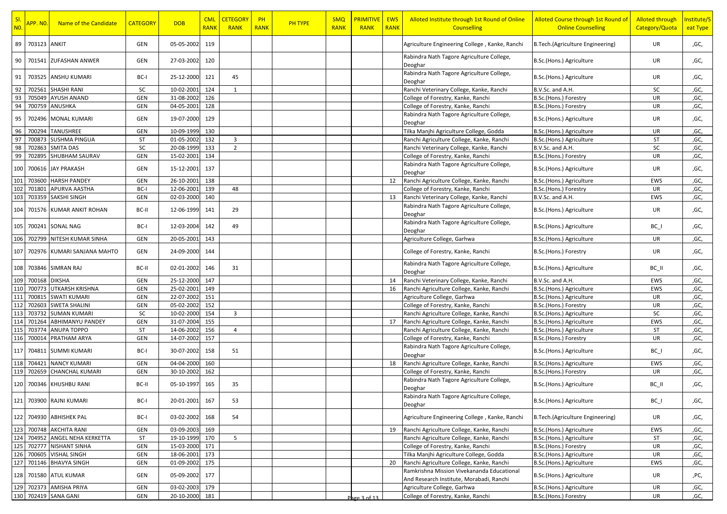| Sl. NO. | APP. NO. | Name of the Candidate | CATEGORY | DOB | CML RANK | CETEGORY RANK | PH RANK | PH TYPE | SMQ RANK | PRIMITIVE RANK | EWS RANK | Alloted Institute through 1st Round of Online Counselling | Alloted Course through 1st Round of Online Counselling | Alloted through Category/Quota | Institute/Seat Type |
|---|---|---|---|---|---|---|---|---|---|---|---|---|---|---|---|
| 89 | 703123 | ANKIT | GEN | 05-05-2002 | 119 | | | | | | | Agriculture Engineering College , Kanke, Ranchi | B.Tech.(Agriculture Engineering) | UR | ,GC, |
| 90 | 701541 | ZUFASHAN ANWER | GEN | 27-03-2002 | 120 | | | | | | | Rabindra Nath Tagore Agriculture College, Deoghar | B.Sc.(Hons.) Agriculture | UR | ,GC, |
| 91 | 703525 | ANSHU KUMARI | BC-I | 25-12-2000 | 121 | 45 | | | | | | Rabindra Nath Tagore Agriculture College, Deoghar | B.Sc.(Hons.) Agriculture | UR | ,GC, |
| 92 | 702561 | SHASHI RANI | SC | 10-02-2001 | 124 | 1 | | | | | | Ranchi Veterinary College, Kanke, Ranchi | B.V.Sc. and A.H. | SC | ,GC, |
| 93 | 705049 | AYUSH ANAND | GEN | 31-08-2002 | 126 | | | | | | | College of Forestry, Kanke, Ranchi | B.Sc.(Hons.) Forestry | UR | ,GC, |
| 94 | 700759 | ANUSHKA | GEN | 04-05-2001 | 128 | | | | | | | College of Forestry, Kanke, Ranchi | B.Sc.(Hons.) Forestry | UR | ,GC, |
| 95 | 702496 | MONAL KUMARI | GEN | 19-07-2000 | 129 | | | | | | | Rabindra Nath Tagore Agriculture College, Deoghar | B.Sc.(Hons.) Agriculture | UR | ,GC, |
| 96 | 700294 | TANUSHREE | GEN | 10-09-1999 | 130 | | | | | | | Tilka Manjhi Agriculture College, Godda | B.Sc.(Hons.) Agriculture | UR | ,GC, |
| 97 | 700873 | SUSHMA PINGUA | ST | 01-05-2002 | 132 | 3 | | | | | | Ranchi Agriculture College, Kanke, Ranchi | B.Sc.(Hons.) Agriculture | ST | ,GC, |
| 98 | 702863 | SMITA DAS | SC | 20-08-1999 | 133 | 2 | | | | | | Ranchi Veterinary College, Kanke, Ranchi | B.V.Sc. and A.H. | SC | ,GC, |
| 99 | 702895 | SHUBHAM SAURAV | GEN | 15-02-2001 | 134 | | | | | | | College of Forestry, Kanke, Ranchi | B.Sc.(Hons.) Forestry | UR | ,GC, |
| 100 | 700616 | JAY PRAKASH | GEN | 15-12-2001 | 137 | | | | | | | Rabindra Nath Tagore Agriculture College, Deoghar | B.Sc.(Hons.) Agriculture | UR | ,GC, |
| 101 | 703600 | HARSH PANDEY | GEN | 26-10-2001 | 138 | | | | | | 12 | Ranchi Agriculture College, Kanke, Ranchi | B.Sc.(Hons.) Agriculture | EWS | ,GC, |
| 102 | 701801 | APURVA AASTHA | BC-I | 12-06-2001 | 139 | 48 | | | | | | College of Forestry, Kanke, Ranchi | B.Sc.(Hons.) Forestry | UR | ,GC, |
| 103 | 703359 | SAKSHI SINGH | GEN | 02-03-2000 | 140 | | | | | | 13 | Ranchi Veterinary College, Kanke, Ranchi | B.V.Sc. and A.H. | EWS | ,GC, |
| 104 | 701576 | KUMAR ANKIT ROHAN | BC-II | 12-06-1999 | 141 | 29 | | | | | | Rabindra Nath Tagore Agriculture College, Deoghar | B.Sc.(Hons.) Agriculture | UR | ,GC, |
| 105 | 700241 | SONAL NAG | BC-I | 12-03-2004 | 142 | 49 | | | | | | Rabindra Nath Tagore Agriculture College, Deoghar | B.Sc.(Hons.) Agriculture | BC_I | ,GC, |
| 106 | 702799 | NITESH KUMAR SINHA | GEN | 20-05-2001 | 143 | | | | | | | Agriculture College, Garhwa | B.Sc.(Hons.) Agriculture | UR | ,GC, |
| 107 | 702976 | KUMARI SANJANA MAHTO | GEN | 24-09-2000 | 144 | | | | | | | College of Forestry, Kanke, Ranchi | B.Sc.(Hons.) Forestry | UR | ,GC, |
| 108 | 703846 | SIMRAN RAJ | BC-II | 02-01-2002 | 146 | 31 | | | | | | Rabindra Nath Tagore Agriculture College, Deoghar | B.Sc.(Hons.) Agriculture | BC_II | ,GC, |
| 109 | 700168 | DIKSHA | GEN | 25-12-2000 | 147 | | | | | | 14 | Ranchi Veterinary College, Kanke, Ranchi | B.V.Sc. and A.H. | EWS | ,GC, |
| 110 | 700773 | UTKARSH KRISHNA | GEN | 25-02-2001 | 149 | | | | | | 16 | Ranchi Agriculture College, Kanke, Ranchi | B.Sc.(Hons.) Agriculture | EWS | ,GC, |
| 111 | 700815 | SWATI KUMARI | GEN | 22-07-2002 | 151 | | | | | | | Agriculture College, Garhwa | B.Sc.(Hons.) Agriculture | UR | ,GC, |
| 112 | 702603 | SWETA SHALINI | GEN | 05-02-2002 | 152 | | | | | | | College of Forestry, Kanke, Ranchi | B.Sc.(Hons.) Forestry | UR | ,GC, |
| 113 | 703732 | SUMAN KUMARI | SC | 10-02-2000 | 154 | 3 | | | | | | Ranchi Agriculture College, Kanke, Ranchi | B.Sc.(Hons.) Agriculture | SC | ,GC, |
| 114 | 701264 | ABHIMANYU PANDEY | GEN | 31-07-2004 | 155 | | | | | | 17 | Ranchi Agriculture College, Kanke, Ranchi | B.Sc.(Hons.) Agriculture | EWS | ,GC, |
| 115 | 703774 | ANUPA TOPPO | ST | 14-06-2002 | 156 | 4 | | | | | | Ranchi Agriculture College, Kanke, Ranchi | B.Sc.(Hons.) Agriculture | ST | ,GC, |
| 116 | 700014 | PRATHAM ARYA | GEN | 14-07-2002 | 157 | | | | | | | College of Forestry, Kanke, Ranchi | B.Sc.(Hons.) Forestry | UR | ,GC, |
| 117 | 704811 | SUMMI KUMARI | BC-I | 30-07-2002 | 158 | 51 | | | | | | Rabindra Nath Tagore Agriculture College, Deoghar | B.Sc.(Hons.) Agriculture | BC_I | ,GC, |
| 118 | 704421 | NANCY KUMARI | GEN | 04-04-2000 | 160 | | | | | | 18 | Ranchi Agriculture College, Kanke, Ranchi | B.Sc.(Hons.) Agriculture | EWS | ,GC, |
| 119 | 702659 | CHANCHAL KUMARI | GEN | 30-10-2002 | 162 | | | | | | | College of Forestry, Kanke, Ranchi | B.Sc.(Hons.) Forestry | UR | ,GC, |
| 120 | 700346 | KHUSHBU RANI | BC-II | 05-10-1997 | 165 | 35 | | | | | | Rabindra Nath Tagore Agriculture College, Deoghar | B.Sc.(Hons.) Agriculture | BC_II | ,GC, |
| 121 | 703900 | RAJNI KUMARI | BC-I | 20-01-2001 | 167 | 53 | | | | | | Rabindra Nath Tagore Agriculture College, Deoghar | B.Sc.(Hons.) Agriculture | BC_I | ,GC, |
| 122 | 704930 | ABHISHEK PAL | BC-I | 03-02-2002 | 168 | 54 | | | | | | Agriculture Engineering College , Kanke, Ranchi | B.Tech.(Agriculture Engineering) | UR | ,GC, |
| 123 | 700748 | AKCHITA RANI | GEN | 03-09-2003 | 169 | | | | | | 19 | Ranchi Agriculture College, Kanke, Ranchi | B.Sc.(Hons.) Agriculture | EWS | ,GC, |
| 124 | 704952 | ANGEL NEHA KERKETTA | ST | 19-10-1999 | 170 | 5 | | | | | | Ranchi Agriculture College, Kanke, Ranchi | B.Sc.(Hons.) Agriculture | ST | ,GC, |
| 125 | 702777 | NISHANT SINHA | GEN | 15-03-2000 | 171 | | | | | | | College of Forestry, Kanke, Ranchi | B.Sc.(Hons.) Forestry | UR | ,GC, |
| 126 | 700605 | VISHAL SINGH | GEN | 18-06-2001 | 173 | | | | | | | Tilka Manjhi Agriculture College, Godda | B.Sc.(Hons.) Agriculture | UR | ,GC, |
| 127 | 701146 | BHAVYA SINGH | GEN | 01-09-2002 | 175 | | | | | | 20 | Ranchi Agriculture College, Kanke, Ranchi | B.Sc.(Hons.) Agriculture | EWS | ,GC, |
| 128 | 701580 | ATUL KUMAR | GEN | 05-09-2002 | 177 | | | | | | | Ramkrishna Mission Vivekananda Educational And Research Institute, Morabadi, Ranchi | B.Sc.(Hons.) Agriculture | UR | ,PC, |
| 129 | 702373 | AMISHA PRIYA | GEN | 03-02-2003 | 179 | | | | | | | Agriculture College, Garhwa | B.Sc.(Hons.) Agriculture | UR | ,GC, |
| 130 | 702419 | SANA GANI | GEN | 20-10-2000 | 181 | | | | | | | College of Forestry, Kanke, Ranchi | B.Sc.(Hons.) Forestry | UR | ,GC, |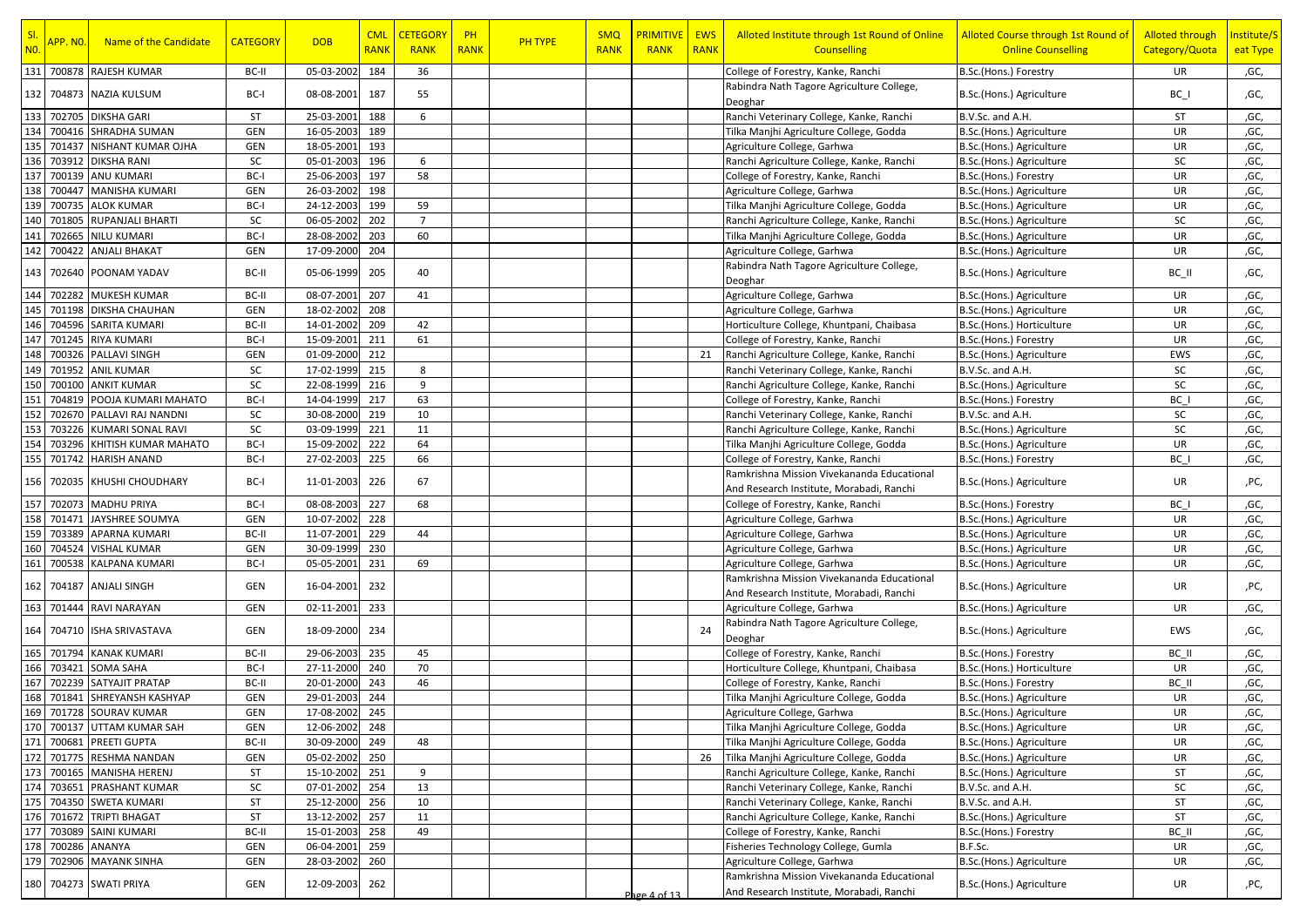| Sl. NO. | APP. NO. | Name of the Candidate | CATEGORY | DOB | CML RANK | CETEGORY RANK | PH RANK | PH TYPE | SMQ RANK | PRIMITIVE RANK | EWS RANK | Alloted Institute through 1st Round of Online Counselling | Alloted Course through 1st Round of Online Counselling | Alloted through Category/Quota | Institute/Seat Type |
|---|---|---|---|---|---|---|---|---|---|---|---|---|---|---|---|
| 131 | 700878 | RAJESH KUMAR | BC-II | 05-03-2002 | 184 | 36 | | | | | | College of Forestry, Kanke, Ranchi | B.Sc.(Hons.) Forestry | UR | ,GC, |
| 132 | 704873 | NAZIA KULSUM | BC-I | 08-08-2001 | 187 | 55 | | | | | | Rabindra Nath Tagore Agriculture College, Deoghar | B.Sc.(Hons.) Agriculture | BC_I | ,GC, |
| 133 | 702705 | DIKSHA GARI | ST | 25-03-2001 | 188 | 6 | | | | | | Ranchi Veterinary College, Kanke, Ranchi | B.V.Sc. and A.H. | ST | ,GC, |
| 134 | 700416 | SHRADHA SUMAN | GEN | 16-05-2003 | 189 | | | | | | | Tilka Manjhi Agriculture College, Godda | B.Sc.(Hons.) Agriculture | UR | ,GC, |
| 135 | 701437 | NISHANT KUMAR OJHA | GEN | 18-05-2001 | 193 | | | | | | | Agriculture College, Garhwa | B.Sc.(Hons.) Agriculture | UR | ,GC, |
| 136 | 703912 | DIKSHA RANI | SC | 05-01-2003 | 196 | 6 | | | | | | Ranchi Agriculture College, Kanke, Ranchi | B.Sc.(Hons.) Agriculture | SC | ,GC, |
| 137 | 700139 | ANU KUMARI | BC-I | 25-06-2003 | 197 | 58 | | | | | | College of Forestry, Kanke, Ranchi | B.Sc.(Hons.) Forestry | UR | ,GC, |
| 138 | 700447 | MANISHA KUMARI | GEN | 26-03-2002 | 198 | | | | | | | Agriculture College, Garhwa | B.Sc.(Hons.) Agriculture | UR | ,GC, |
| 139 | 700735 | ALOK KUMAR | BC-I | 24-12-2003 | 199 | 59 | | | | | | Tilka Manjhi Agriculture College, Godda | B.Sc.(Hons.) Agriculture | UR | ,GC, |
| 140 | 701805 | RUPANJALI BHARTI | SC | 06-05-2002 | 202 | 7 | | | | | | Ranchi Agriculture College, Kanke, Ranchi | B.Sc.(Hons.) Agriculture | SC | ,GC, |
| 141 | 702665 | NILU KUMARI | BC-I | 28-08-2002 | 203 | 60 | | | | | | Tilka Manjhi Agriculture College, Godda | B.Sc.(Hons.) Agriculture | UR | ,GC, |
| 142 | 700422 | ANJALI BHAKAT | GEN | 17-09-2000 | 204 | | | | | | | Agriculture College, Garhwa | B.Sc.(Hons.) Agriculture | UR | ,GC, |
| 143 | 702640 | POONAM YADAV | BC-II | 05-06-1999 | 205 | 40 | | | | | | Rabindra Nath Tagore Agriculture College, Deoghar | B.Sc.(Hons.) Agriculture | BC_II | ,GC, |
| 144 | 702282 | MUKESH KUMAR | BC-II | 08-07-2001 | 207 | 41 | | | | | | Agriculture College, Garhwa | B.Sc.(Hons.) Agriculture | UR | ,GC, |
| 145 | 701198 | DIKSHA CHAUHAN | GEN | 18-02-2002 | 208 | | | | | | | Agriculture College, Garhwa | B.Sc.(Hons.) Agriculture | UR | ,GC, |
| 146 | 704596 | SARITA KUMARI | BC-II | 14-01-2002 | 209 | 42 | | | | | | Horticulture College, Khuntpani, Chaibasa | B.Sc.(Hons.) Horticulture | UR | ,GC, |
| 147 | 701245 | RIYA KUMARI | BC-I | 15-09-2001 | 211 | 61 | | | | | | College of Forestry, Kanke, Ranchi | B.Sc.(Hons.) Forestry | UR | ,GC, |
| 148 | 700326 | PALLAVI SINGH | GEN | 01-09-2000 | 212 | | | | | | 21 | Ranchi Agriculture College, Kanke, Ranchi | B.Sc.(Hons.) Agriculture | EWS | ,GC, |
| 149 | 701952 | ANIL KUMAR | SC | 17-02-1999 | 215 | 8 | | | | | | Ranchi Veterinary College, Kanke, Ranchi | B.V.Sc. and A.H. | SC | ,GC, |
| 150 | 700100 | ANKIT KUMAR | SC | 22-08-1999 | 216 | 9 | | | | | | Ranchi Agriculture College, Kanke, Ranchi | B.Sc.(Hons.) Agriculture | SC | ,GC, |
| 151 | 704819 | POOJA KUMARI MAHATO | BC-I | 14-04-1999 | 217 | 63 | | | | | | College of Forestry, Kanke, Ranchi | B.Sc.(Hons.) Forestry | BC_I | ,GC, |
| 152 | 702670 | PALLAVI RAJ NANDNI | SC | 30-08-2000 | 219 | 10 | | | | | | Ranchi Veterinary College, Kanke, Ranchi | B.V.Sc. and A.H. | SC | ,GC, |
| 153 | 703226 | KUMARI SONAL RAVI | SC | 03-09-1999 | 221 | 11 | | | | | | Ranchi Agriculture College, Kanke, Ranchi | B.Sc.(Hons.) Agriculture | SC | ,GC, |
| 154 | 703296 | KHITISH KUMAR MAHATO | BC-I | 15-09-2002 | 222 | 64 | | | | | | Tilka Manjhi Agriculture College, Godda | B.Sc.(Hons.) Agriculture | UR | ,GC, |
| 155 | 701742 | HARISH ANAND | BC-I | 27-02-2003 | 225 | 66 | | | | | | College of Forestry, Kanke, Ranchi | B.Sc.(Hons.) Forestry | BC_I | ,GC, |
| 156 | 702035 | KHUSHI CHOUDHARY | BC-I | 11-01-2003 | 226 | 67 | | | | | | Ramkrishna Mission Vivekananda Educational And Research Institute, Morabadi, Ranchi | B.Sc.(Hons.) Agriculture | UR | ,PC, |
| 157 | 702073 | MADHU PRIYA | BC-I | 08-08-2003 | 227 | 68 | | | | | | College of Forestry, Kanke, Ranchi | B.Sc.(Hons.) Forestry | BC_I | ,GC, |
| 158 | 701471 | JAYSHREE SOUMYA | GEN | 10-07-2002 | 228 | | | | | | | Agriculture College, Garhwa | B.Sc.(Hons.) Agriculture | UR | ,GC, |
| 159 | 703389 | APARNA KUMARI | BC-II | 11-07-2001 | 229 | 44 | | | | | | Agriculture College, Garhwa | B.Sc.(Hons.) Agriculture | UR | ,GC, |
| 160 | 704524 | VISHAL KUMAR | GEN | 30-09-1999 | 230 | | | | | | | Agriculture College, Garhwa | B.Sc.(Hons.) Agriculture | UR | ,GC, |
| 161 | 700538 | KALPANA KUMARI | BC-I | 05-05-2001 | 231 | 69 | | | | | | Agriculture College, Garhwa | B.Sc.(Hons.) Agriculture | UR | ,GC, |
| 162 | 704187 | ANJALI SINGH | GEN | 16-04-2001 | 232 | | | | | | | Ramkrishna Mission Vivekananda Educational And Research Institute, Morabadi, Ranchi | B.Sc.(Hons.) Agriculture | UR | ,PC, |
| 163 | 701444 | RAVI NARAYAN | GEN | 02-11-2001 | 233 | | | | | | | Agriculture College, Garhwa | B.Sc.(Hons.) Agriculture | UR | ,GC, |
| 164 | 704710 | ISHA SRIVASTAVA | GEN | 18-09-2000 | 234 | | | | | | 24 | Rabindra Nath Tagore Agriculture College, Deoghar | B.Sc.(Hons.) Agriculture | EWS | ,GC, |
| 165 | 701794 | KANAK KUMARI | BC-II | 29-06-2003 | 235 | 45 | | | | | | College of Forestry, Kanke, Ranchi | B.Sc.(Hons.) Forestry | BC_II | ,GC, |
| 166 | 703421 | SOMA SAHA | BC-I | 27-11-2000 | 240 | 70 | | | | | | Horticulture College, Khuntpani, Chaibasa | B.Sc.(Hons.) Horticulture | UR | ,GC, |
| 167 | 702239 | SATYAJIT PRATAP | BC-II | 20-01-2000 | 243 | 46 | | | | | | College of Forestry, Kanke, Ranchi | B.Sc.(Hons.) Forestry | BC_II | ,GC, |
| 168 | 701841 | SHREYANSH KASHYAP | GEN | 29-01-2003 | 244 | | | | | | | Tilka Manjhi Agriculture College, Godda | B.Sc.(Hons.) Agriculture | UR | ,GC, |
| 169 | 701728 | SOURAV KUMAR | GEN | 17-08-2002 | 245 | | | | | | | Agriculture College, Garhwa | B.Sc.(Hons.) Agriculture | UR | ,GC, |
| 170 | 700137 | UTTAM KUMAR SAH | GEN | 12-06-2002 | 248 | | | | | | | Tilka Manjhi Agriculture College, Godda | B.Sc.(Hons.) Agriculture | UR | ,GC, |
| 171 | 700681 | PREETI GUPTA | BC-II | 30-09-2000 | 249 | 48 | | | | | | Tilka Manjhi Agriculture College, Godda | B.Sc.(Hons.) Agriculture | UR | ,GC, |
| 172 | 701775 | RESHMA NANDAN | GEN | 05-02-2002 | 250 | | | | | | 26 | Tilka Manjhi Agriculture College, Godda | B.Sc.(Hons.) Agriculture | UR | ,GC, |
| 173 | 700165 | MANISHA HERENJ | ST | 15-10-2002 | 251 | 9 | | | | | | Ranchi Agriculture College, Kanke, Ranchi | B.Sc.(Hons.) Agriculture | ST | ,GC, |
| 174 | 703651 | PRASHANT KUMAR | SC | 07-01-2002 | 254 | 13 | | | | | | Ranchi Veterinary College, Kanke, Ranchi | B.V.Sc. and A.H. | SC | ,GC, |
| 175 | 704350 | SWETA KUMARI | ST | 25-12-2000 | 256 | 10 | | | | | | Ranchi Veterinary College, Kanke, Ranchi | B.V.Sc. and A.H. | ST | ,GC, |
| 176 | 701672 | TRIPTI BHAGAT | ST | 13-12-2002 | 257 | 11 | | | | | | Ranchi Agriculture College, Kanke, Ranchi | B.Sc.(Hons.) Agriculture | ST | ,GC, |
| 177 | 703089 | SAINI KUMARI | BC-II | 15-01-2003 | 258 | 49 | | | | | | College of Forestry, Kanke, Ranchi | B.Sc.(Hons.) Forestry | BC_II | ,GC, |
| 178 | 700286 | ANANYA | GEN | 06-04-2001 | 259 | | | | | | | Fisheries Technology College, Gumla | B.F.Sc. | UR | ,GC, |
| 179 | 702906 | MAYANK SINHA | GEN | 28-03-2002 | 260 | | | | | | | Agriculture College, Garhwa | B.Sc.(Hons.) Agriculture | UR | ,GC, |
| 180 | 704273 | SWATI PRIYA | GEN | 12-09-2003 | 262 | | | | | | | Ramkrishna Mission Vivekananda Educational And Research Institute, Morabadi, Ranchi | B.Sc.(Hons.) Agriculture | UR | ,PC, |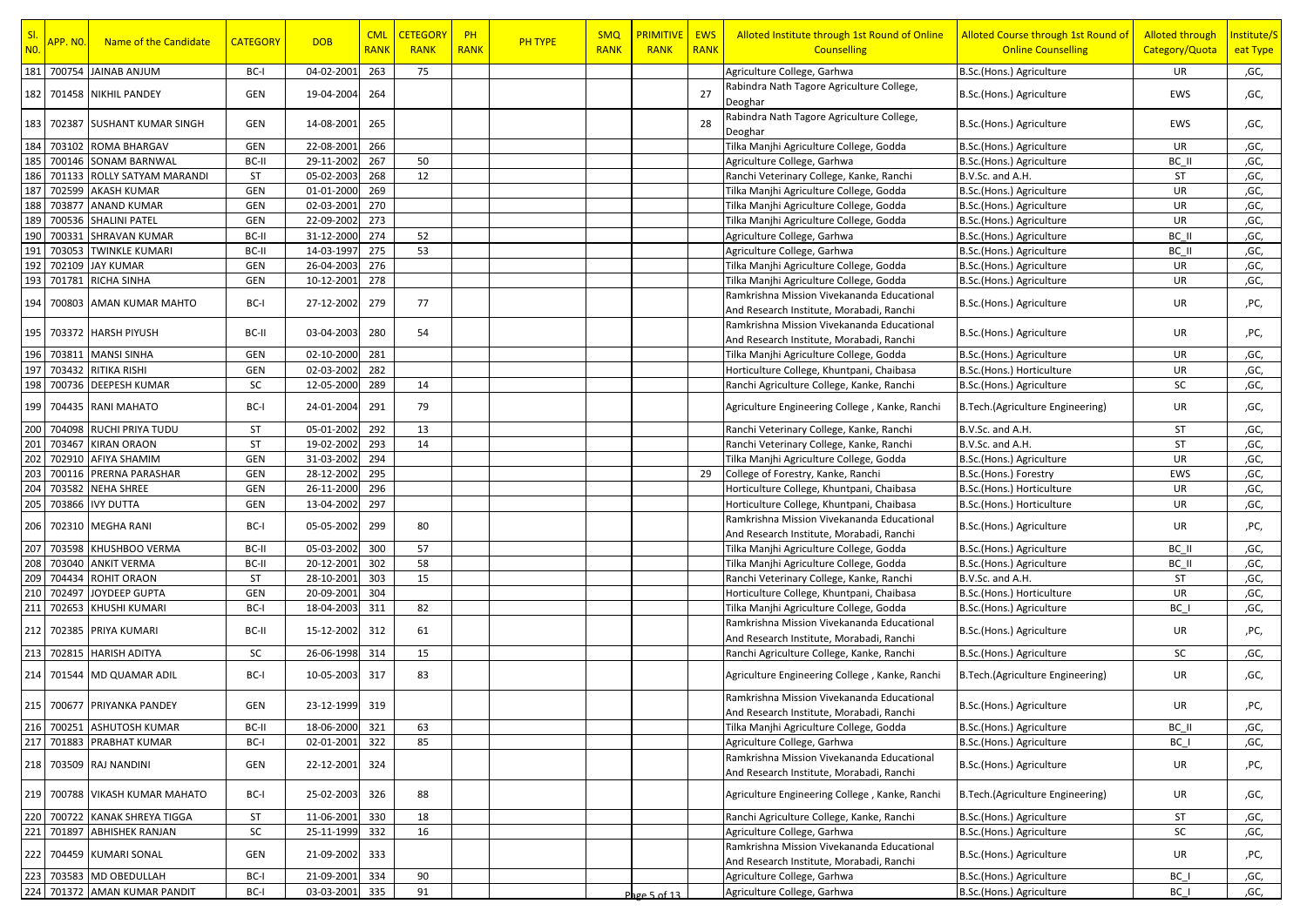| Sl. NO. | APP. NO. | Name of the Candidate | CATEGORY | DOB | CML RANK | CETEGORY RANK | PH RANK | PH TYPE | SMQ RANK | PRIMITIVE RANK | EWS RANK | Alloted Institute through 1st Round of Online Counselling | Alloted Course through 1st Round of Online Counselling | Alloted through Category/Quota | Institute/Seat Type |
|---|---|---|---|---|---|---|---|---|---|---|---|---|---|---|---|
| 181 | 700754 | JAINAB ANJUM | BC-I | 04-02-2001 | 263 | 75 | | | | | | Agriculture College, Garhwa | B.Sc.(Hons.) Agriculture | UR | ,GC, |
| 182 | 701458 | NIKHIL PANDEY | GEN | 19-04-2004 | 264 | | | | | | 27 | Rabindra Nath Tagore Agriculture College, Deoghar | B.Sc.(Hons.) Agriculture | EWS | ,GC, |
| 183 | 702387 | SUSHANT KUMAR SINGH | GEN | 14-08-2001 | 265 | | | | | | 28 | Rabindra Nath Tagore Agriculture College, Deoghar | B.Sc.(Hons.) Agriculture | EWS | ,GC, |
| 184 | 703102 | ROMA BHARGAV | GEN | 22-08-2001 | 266 | | | | | | | Tilka Manjhi Agriculture College, Godda | B.Sc.(Hons.) Agriculture | UR | ,GC, |
| 185 | 700146 | SONAM BARNWAL | BC-II | 29-11-2002 | 267 | 50 | | | | | | Agriculture College, Garhwa | B.Sc.(Hons.) Agriculture | BC_II | ,GC, |
| 186 | 701133 | ROLLY SATYAM MARANDI | ST | 05-02-2003 | 268 | 12 | | | | | | Ranchi Veterinary College, Kanke, Ranchi | B.V.Sc. and A.H. | ST | ,GC, |
| 187 | 702599 | AKASH KUMAR | GEN | 01-01-2000 | 269 | | | | | | | Tilka Manjhi Agriculture College, Godda | B.Sc.(Hons.) Agriculture | UR | ,GC, |
| 188 | 703877 | ANAND KUMAR | GEN | 02-03-2001 | 270 | | | | | | | Tilka Manjhi Agriculture College, Godda | B.Sc.(Hons.) Agriculture | UR | ,GC, |
| 189 | 700536 | SHALINI PATEL | GEN | 22-09-2002 | 273 | | | | | | | Tilka Manjhi Agriculture College, Godda | B.Sc.(Hons.) Agriculture | UR | ,GC, |
| 190 | 700331 | SHRAVAN KUMAR | BC-II | 31-12-2000 | 274 | 52 | | | | | | Agriculture College, Garhwa | B.Sc.(Hons.) Agriculture | BC_II | ,GC, |
| 191 | 703053 | TWINKLE KUMARI | BC-II | 14-03-1997 | 275 | 53 | | | | | | Agriculture College, Garhwa | B.Sc.(Hons.) Agriculture | BC_II | ,GC, |
| 192 | 702109 | JAY KUMAR | GEN | 26-04-2003 | 276 | | | | | | | Tilka Manjhi Agriculture College, Godda | B.Sc.(Hons.) Agriculture | UR | ,GC, |
| 193 | 701781 | RICHA SINHA | GEN | 10-12-2001 | 278 | | | | | | | Tilka Manjhi Agriculture College, Godda | B.Sc.(Hons.) Agriculture | UR | ,GC, |
| 194 | 700803 | AMAN KUMAR MAHTO | BC-I | 27-12-2002 | 279 | 77 | | | | | | Ramkrishna Mission Vivekananda Educational And Research Institute, Morabadi, Ranchi | B.Sc.(Hons.) Agriculture | UR | ,PC, |
| 195 | 703372 | HARSH PIYUSH | BC-II | 03-04-2003 | 280 | 54 | | | | | | Ramkrishna Mission Vivekananda Educational And Research Institute, Morabadi, Ranchi | B.Sc.(Hons.) Agriculture | UR | ,PC, |
| 196 | 703811 | MANSI SINHA | GEN | 02-10-2000 | 281 | | | | | | | Tilka Manjhi Agriculture College, Godda | B.Sc.(Hons.) Agriculture | UR | ,GC, |
| 197 | 703432 | RITIKA RISHI | GEN | 02-03-2002 | 282 | | | | | | | Horticulture College, Khuntpani, Chaibasa | B.Sc.(Hons.) Horticulture | UR | ,GC, |
| 198 | 700736 | DEEPESH KUMAR | SC | 12-05-2000 | 289 | 14 | | | | | | Ranchi Agriculture College, Kanke, Ranchi | B.Sc.(Hons.) Agriculture | SC | ,GC, |
| 199 | 704435 | RANI MAHATO | BC-I | 24-01-2004 | 291 | 79 | | | | | | Agriculture Engineering College , Kanke, Ranchi | B.Tech.(Agriculture Engineering) | UR | ,GC, |
| 200 | 704098 | RUCHI PRIYA TUDU | ST | 05-01-2002 | 292 | 13 | | | | | | Ranchi Veterinary College, Kanke, Ranchi | B.V.Sc. and A.H. | ST | ,GC, |
| 201 | 703467 | KIRAN ORAON | ST | 19-02-2002 | 293 | 14 | | | | | | Ranchi Veterinary College, Kanke, Ranchi | B.V.Sc. and A.H. | ST | ,GC, |
| 202 | 702910 | AFIYA SHAMIM | GEN | 31-03-2002 | 294 | | | | | | | Tilka Manjhi Agriculture College, Godda | B.Sc.(Hons.) Agriculture | UR | ,GC, |
| 203 | 700116 | PRERNA PARASHAR | GEN | 28-12-2002 | 295 | | | | | | 29 | College of Forestry, Kanke, Ranchi | B.Sc.(Hons.) Forestry | EWS | ,GC, |
| 204 | 703582 | NEHA SHREE | GEN | 26-11-2000 | 296 | | | | | | | Horticulture College, Khuntpani, Chaibasa | B.Sc.(Hons.) Horticulture | UR | ,GC, |
| 205 | 703866 | IVY DUTTA | GEN | 13-04-2002 | 297 | | | | | | | Horticulture College, Khuntpani, Chaibasa | B.Sc.(Hons.) Horticulture | UR | ,GC, |
| 206 | 702310 | MEGHA RANI | BC-I | 05-05-2002 | 299 | 80 | | | | | | Ramkrishna Mission Vivekananda Educational And Research Institute, Morabadi, Ranchi | B.Sc.(Hons.) Agriculture | UR | ,PC, |
| 207 | 703598 | KHUSHBOO VERMA | BC-II | 05-03-2002 | 300 | 57 | | | | | | Tilka Manjhi Agriculture College, Godda | B.Sc.(Hons.) Agriculture | BC_II | ,GC, |
| 208 | 703040 | ANKIT VERMA | BC-II | 20-12-2001 | 302 | 58 | | | | | | Tilka Manjhi Agriculture College, Godda | B.Sc.(Hons.) Agriculture | BC_II | ,GC, |
| 209 | 704434 | ROHIT ORAON | ST | 28-10-2001 | 303 | 15 | | | | | | Ranchi Veterinary College, Kanke, Ranchi | B.V.Sc. and A.H. | ST | ,GC, |
| 210 | 702497 | JOYDEEP GUPTA | GEN | 20-09-2001 | 304 | | | | | | | Horticulture College, Khuntpani, Chaibasa | B.Sc.(Hons.) Horticulture | UR | ,GC, |
| 211 | 702653 | KHUSHI KUMARI | BC-I | 18-04-2003 | 311 | 82 | | | | | | Tilka Manjhi Agriculture College, Godda | B.Sc.(Hons.) Agriculture | BC_I | ,GC, |
| 212 | 702385 | PRIYA KUMARI | BC-II | 15-12-2002 | 312 | 61 | | | | | | Ramkrishna Mission Vivekananda Educational And Research Institute, Morabadi, Ranchi | B.Sc.(Hons.) Agriculture | UR | ,PC, |
| 213 | 702815 | HARISH ADITYA | SC | 26-06-1998 | 314 | 15 | | | | | | Ranchi Agriculture College, Kanke, Ranchi | B.Sc.(Hons.) Agriculture | SC | ,GC, |
| 214 | 701544 | MD QUAMAR ADIL | BC-I | 10-05-2003 | 317 | 83 | | | | | | Agriculture Engineering College , Kanke, Ranchi | B.Tech.(Agriculture Engineering) | UR | ,GC, |
| 215 | 700677 | PRIYANKA PANDEY | GEN | 23-12-1999 | 319 | | | | | | | Ramkrishna Mission Vivekananda Educational And Research Institute, Morabadi, Ranchi | B.Sc.(Hons.) Agriculture | UR | ,PC, |
| 216 | 700251 | ASHUTOSH KUMAR | BC-II | 18-06-2000 | 321 | 63 | | | | | | Tilka Manjhi Agriculture College, Godda | B.Sc.(Hons.) Agriculture | BC_II | ,GC, |
| 217 | 701883 | PRABHAT KUMAR | BC-I | 02-01-2001 | 322 | 85 | | | | | | Agriculture College, Garhwa | B.Sc.(Hons.) Agriculture | BC_I | ,GC, |
| 218 | 703509 | RAJ NANDINI | GEN | 22-12-2001 | 324 | | | | | | | Ramkrishna Mission Vivekananda Educational And Research Institute, Morabadi, Ranchi | B.Sc.(Hons.) Agriculture | UR | ,PC, |
| 219 | 700788 | VIKASH KUMAR MAHATO | BC-I | 25-02-2003 | 326 | 88 | | | | | | Agriculture Engineering College , Kanke, Ranchi | B.Tech.(Agriculture Engineering) | UR | ,GC, |
| 220 | 700722 | KANAK SHREYA TIGGA | ST | 11-06-2001 | 330 | 18 | | | | | | Ranchi Agriculture College, Kanke, Ranchi | B.Sc.(Hons.) Agriculture | ST | ,GC, |
| 221 | 701897 | ABHISHEK RANJAN | SC | 25-11-1999 | 332 | 16 | | | | | | Agriculture College, Garhwa | B.Sc.(Hons.) Agriculture | SC | ,GC, |
| 222 | 704459 | KUMARI SONAL | GEN | 21-09-2002 | 333 | | | | | | | Ramkrishna Mission Vivekananda Educational And Research Institute, Morabadi, Ranchi | B.Sc.(Hons.) Agriculture | UR | ,PC, |
| 223 | 703583 | MD OBEDULLAH | BC-I | 21-09-2001 | 334 | 90 | | | | | | Agriculture College, Garhwa | B.Sc.(Hons.) Agriculture | BC_I | ,GC, |
| 224 | 701372 | AMAN KUMAR PANDIT | BC-I | 03-03-2001 | 335 | 91 | | | | | | Agriculture College, Garhwa | B.Sc.(Hons.) Agriculture | BC_I | ,GC, |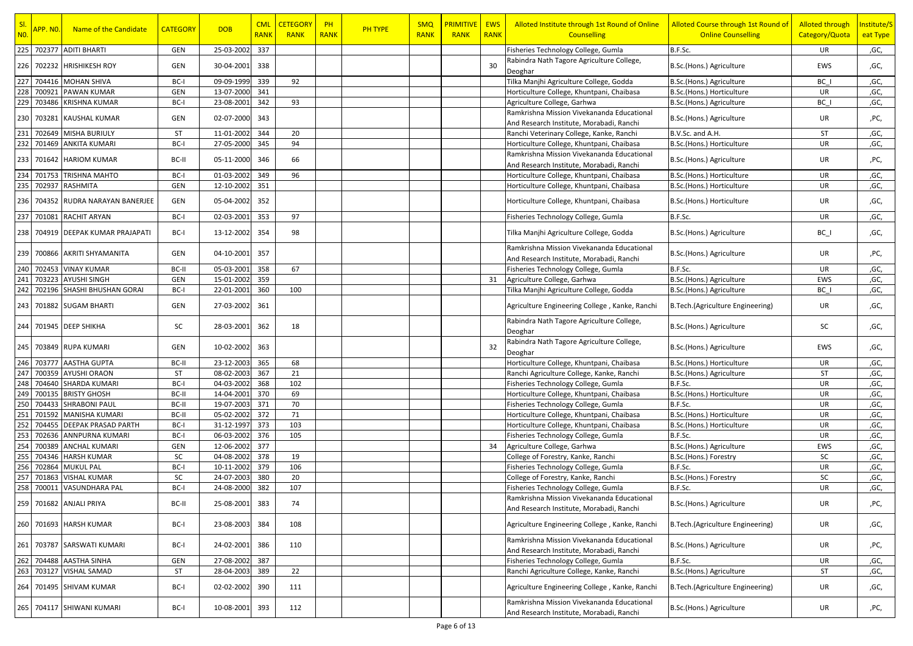| Sl. NO. | APP. NO. | Name of the Candidate | CATEGORY | DOB | CML RANK | CETEGORY RANK | PH RANK | PH TYPE | SMQ RANK | PRIMITIVE RANK | EWS RANK | Alloted Institute through 1st Round of Online Counselling | Alloted Course through 1st Round of Online Counselling | Alloted through Category/Quota | Institute/Seat Type |
|---|---|---|---|---|---|---|---|---|---|---|---|---|---|---|---|
| 225 | 702377 | ADITI BHARTI | GEN | 25-03-2002 | 337 | | | | | | | Fisheries Technology College, Gumla | B.F.Sc. | UR | ,GC, |
| 226 | 702232 | HRISHIKESH ROY | GEN | 30-04-2001 | 338 | | | | | | 30 | Rabindra Nath Tagore Agriculture College, Deoghar | B.Sc.(Hons.) Agriculture | EWS | ,GC, |
| 227 | 704416 | MOHAN SHIVA | BC-I | 09-09-1999 | 339 | 92 | | | | | | Tilka Manjhi Agriculture College, Godda | B.Sc.(Hons.) Agriculture | BC_I | ,GC, |
| 228 | 700921 | PAWAN KUMAR | GEN | 13-07-2000 | 341 | | | | | | | Horticulture College, Khuntpani, Chaibasa | B.Sc.(Hons.) Horticulture | UR | ,GC, |
| 229 | 703486 | KRISHNA KUMAR | BC-I | 23-08-2001 | 342 | 93 | | | | | | Agriculture College, Garhwa | B.Sc.(Hons.) Agriculture | BC_I | ,GC, |
| 230 | 703281 | KAUSHAL KUMAR | GEN | 02-07-2000 | 343 | | | | | | | Ramkrishna Mission Vivekananda Educational And Research Institute, Morabadi, Ranchi | B.Sc.(Hons.) Agriculture | UR | ,PC, |
| 231 | 702649 | MISHA BURIULY | ST | 11-01-2002 | 344 | 20 | | | | | | Ranchi Veterinary College, Kanke, Ranchi | B.V.Sc. and A.H. | ST | ,GC, |
| 232 | 701469 | ANKITA KUMARI | BC-I | 27-05-2000 | 345 | 94 | | | | | | Horticulture College, Khuntpani, Chaibasa | B.Sc.(Hons.) Horticulture | UR | ,GC, |
| 233 | 701642 | HARIOM KUMAR | BC-II | 05-11-2000 | 346 | 66 | | | | | | Ramkrishna Mission Vivekananda Educational And Research Institute, Morabadi, Ranchi | B.Sc.(Hons.) Agriculture | UR | ,PC, |
| 234 | 701753 | TRISHNA MAHTO | BC-I | 01-03-2002 | 349 | 96 | | | | | | Horticulture College, Khuntpani, Chaibasa | B.Sc.(Hons.) Horticulture | UR | ,GC, |
| 235 | 702937 | RASHMITA | GEN | 12-10-2002 | 351 | | | | | | | Horticulture College, Khuntpani, Chaibasa | B.Sc.(Hons.) Horticulture | UR | ,GC, |
| 236 | 704352 | RUDRA NARAYAN BANERJEE | GEN | 05-04-2002 | 352 | | | | | | | Horticulture College, Khuntpani, Chaibasa | B.Sc.(Hons.) Horticulture | UR | ,GC, |
| 237 | 701081 | RACHIT ARYAN | BC-I | 02-03-2001 | 353 | 97 | | | | | | Fisheries Technology College, Gumla | B.F.Sc. | UR | ,GC, |
| 238 | 704919 | DEEPAK KUMAR PRAJAPATI | BC-I | 13-12-2002 | 354 | 98 | | | | | | Tilka Manjhi Agriculture College, Godda | B.Sc.(Hons.) Agriculture | BC_I | ,GC, |
| 239 | 700866 | AKRITI SHYAMANITA | GEN | 04-10-2001 | 357 | | | | | | | Ramkrishna Mission Vivekananda Educational And Research Institute, Morabadi, Ranchi | B.Sc.(Hons.) Agriculture | UR | ,PC, |
| 240 | 702453 | VINAY KUMAR | BC-II | 05-03-2001 | 358 | 67 | | | | | | Fisheries Technology College, Gumla | B.F.Sc. | UR | ,GC, |
| 241 | 703223 | AYUSHI SINGH | GEN | 15-01-2002 | 359 | | | | | | 31 | Agriculture College, Garhwa | B.Sc.(Hons.) Agriculture | EWS | ,GC, |
| 242 | 702196 | SHASHI BHUSHAN GORAI | BC-I | 22-01-2001 | 360 | 100 | | | | | | Tilka Manjhi Agriculture College, Godda | B.Sc.(Hons.) Agriculture | BC_I | ,GC, |
| 243 | 701882 | SUGAM BHARTI | GEN | 27-03-2002 | 361 | | | | | | | Agriculture Engineering College , Kanke, Ranchi | B.Tech.(Agriculture Engineering) | UR | ,GC, |
| 244 | 701945 | DEEP SHIKHA | SC | 28-03-2001 | 362 | 18 | | | | | | Rabindra Nath Tagore Agriculture College, Deoghar | B.Sc.(Hons.) Agriculture | SC | ,GC, |
| 245 | 703849 | RUPA KUMARI | GEN | 10-02-2002 | 363 | | | | | | 32 | Rabindra Nath Tagore Agriculture College, Deoghar | B.Sc.(Hons.) Agriculture | EWS | ,GC, |
| 246 | 703777 | AASTHA GUPTA | BC-II | 23-12-2003 | 365 | 68 | | | | | | Horticulture College, Khuntpani, Chaibasa | B.Sc.(Hons.) Horticulture | UR | ,GC, |
| 247 | 700359 | AYUSHI ORAON | ST | 08-02-2003 | 367 | 21 | | | | | | Ranchi Agriculture College, Kanke, Ranchi | B.Sc.(Hons.) Agriculture | ST | ,GC, |
| 248 | 704640 | SHARDA KUMARI | BC-I | 04-03-2002 | 368 | 102 | | | | | | Fisheries Technology College, Gumla | B.F.Sc. | UR | ,GC, |
| 249 | 700135 | BRISTY GHOSH | BC-II | 14-04-2001 | 370 | 69 | | | | | | Horticulture College, Khuntpani, Chaibasa | B.Sc.(Hons.) Horticulture | UR | ,GC, |
| 250 | 704433 | SHRABONI PAUL | BC-II | 19-07-2003 | 371 | 70 | | | | | | Fisheries Technology College, Gumla | B.F.Sc. | UR | ,GC, |
| 251 | 701592 | MANISHA KUMARI | BC-II | 05-02-2002 | 372 | 71 | | | | | | Horticulture College, Khuntpani, Chaibasa | B.Sc.(Hons.) Horticulture | UR | ,GC, |
| 252 | 704455 | DEEPAK PRASAD PARTH | BC-I | 31-12-1997 | 373 | 103 | | | | | | Horticulture College, Khuntpani, Chaibasa | B.Sc.(Hons.) Horticulture | UR | ,GC, |
| 253 | 702636 | ANNPURNA KUMARI | BC-I | 06-03-2002 | 376 | 105 | | | | | | Fisheries Technology College, Gumla | B.F.Sc. | UR | ,GC, |
| 254 | 700389 | ANCHAL KUMARI | GEN | 12-06-2002 | 377 | | | | | | 34 | Agriculture College, Garhwa | B.Sc.(Hons.) Agriculture | EWS | ,GC, |
| 255 | 704346 | HARSH KUMAR | SC | 04-08-2002 | 378 | 19 | | | | | | College of Forestry, Kanke, Ranchi | B.Sc.(Hons.) Forestry | SC | ,GC, |
| 256 | 702864 | MUKUL PAL | BC-I | 10-11-2002 | 379 | 106 | | | | | | Fisheries Technology College, Gumla | B.F.Sc. | UR | ,GC, |
| 257 | 701863 | VISHAL KUMAR | SC | 24-07-2003 | 380 | 20 | | | | | | College of Forestry, Kanke, Ranchi | B.Sc.(Hons.) Forestry | SC | ,GC, |
| 258 | 700011 | VASUNDHARA PAL | BC-I | 24-08-2000 | 382 | 107 | | | | | | Fisheries Technology College, Gumla | B.F.Sc. | UR | ,GC, |
| 259 | 701682 | ANJALI PRIYA | BC-II | 25-08-2001 | 383 | 74 | | | | | | Ramkrishna Mission Vivekananda Educational And Research Institute, Morabadi, Ranchi | B.Sc.(Hons.) Agriculture | UR | ,PC, |
| 260 | 701693 | HARSH KUMAR | BC-I | 23-08-2003 | 384 | 108 | | | | | | Agriculture Engineering College , Kanke, Ranchi | B.Tech.(Agriculture Engineering) | UR | ,GC, |
| 261 | 703787 | SARSWATI KUMARI | BC-I | 24-02-2001 | 386 | 110 | | | | | | Ramkrishna Mission Vivekananda Educational And Research Institute, Morabadi, Ranchi | B.Sc.(Hons.) Agriculture | UR | ,PC, |
| 262 | 704488 | AASTHA SINHA | GEN | 27-08-2002 | 387 | | | | | | | Fisheries Technology College, Gumla | B.F.Sc. | UR | ,GC, |
| 263 | 703127 | VISHAL SAMAD | ST | 28-04-2003 | 389 | 22 | | | | | | Ranchi Agriculture College, Kanke, Ranchi | B.Sc.(Hons.) Agriculture | ST | ,GC, |
| 264 | 701495 | SHIVAM KUMAR | BC-I | 02-02-2002 | 390 | 111 | | | | | | Agriculture Engineering College , Kanke, Ranchi | B.Tech.(Agriculture Engineering) | UR | ,GC, |
| 265 | 704117 | SHIWANI KUMARI | BC-I | 10-08-2001 | 393 | 112 | | | | | | Ramkrishna Mission Vivekananda Educational And Research Institute, Morabadi, Ranchi | B.Sc.(Hons.) Agriculture | UR | ,PC, |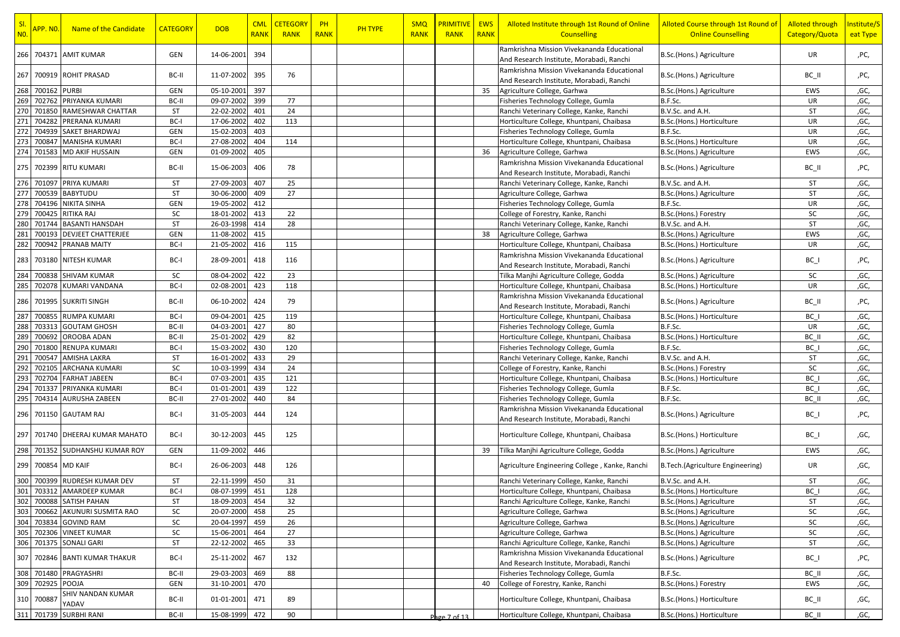| Sl. NO. | APP. NO. | Name of the Candidate | CATEGORY | DOB | CML RANK | CETEGORY RANK | PH RANK | PH TYPE | SMQ RANK | PRIMITIVE RANK | EWS RANK | Alloted Institute through 1st Round of Online Counselling | Alloted Course through 1st Round of Online Counselling | Alloted through Category/Quota | Institute/Seat Type |
|---|---|---|---|---|---|---|---|---|---|---|---|---|---|---|---|
| 266 | 704371 | AMIT KUMAR | GEN | 14-06-2001 | 394 | | | | | | | Ramkrishna Mission Vivekananda Educational And Research Institute, Morabadi, Ranchi | B.Sc.(Hons.) Agriculture | UR | ,PC, |
| 267 | 700919 | ROHIT PRASAD | BC-II | 11-07-2002 | 395 | 76 | | | | | | Ramkrishna Mission Vivekananda Educational And Research Institute, Morabadi, Ranchi | B.Sc.(Hons.) Agriculture | BC_II | ,PC, |
| 268 | 700162 | PURBI | GEN | 05-10-2001 | 397 | | | | | | 35 | Agriculture College, Garhwa | B.Sc.(Hons.) Agriculture | EWS | ,GC, |
| 269 | 702762 | PRIYANKA KUMARI | BC-II | 09-07-2002 | 399 | 77 | | | | | | Fisheries Technology College, Gumla | B.F.Sc. | UR | ,GC, |
| 270 | 701850 | RAMESHWAR CHATTAR | ST | 22-02-2002 | 401 | 24 | | | | | | Ranchi Veterinary College, Kanke, Ranchi | B.V.Sc. and A.H. | ST | ,GC, |
| 271 | 704282 | PRERANA KUMARI | BC-I | 17-06-2002 | 402 | 113 | | | | | | Horticulture College, Khuntpani, Chaibasa | B.Sc.(Hons.) Horticulture | UR | ,GC, |
| 272 | 704939 | SAKET BHARDWAJ | GEN | 15-02-2003 | 403 | | | | | | | Fisheries Technology College, Gumla | B.F.Sc. | UR | ,GC, |
| 273 | 700847 | MANISHA KUMARI | BC-I | 27-08-2002 | 404 | 114 | | | | | | Horticulture College, Khuntpani, Chaibasa | B.Sc.(Hons.) Horticulture | UR | ,GC, |
| 274 | 701583 | MD AKIF HUSSAIN | GEN | 01-09-2002 | 405 | | | | | | 36 | Agriculture College, Garhwa | B.Sc.(Hons.) Agriculture | EWS | ,GC, |
| 275 | 702399 | RITU KUMARI | BC-II | 15-06-2003 | 406 | 78 | | | | | | Ramkrishna Mission Vivekananda Educational And Research Institute, Morabadi, Ranchi | B.Sc.(Hons.) Agriculture | BC_II | ,PC, |
| 276 | 701097 | PRIYA KUMARI | ST | 27-09-2003 | 407 | 25 | | | | | | Ranchi Veterinary College, Kanke, Ranchi | B.V.Sc. and A.H. | ST | ,GC, |
| 277 | 700539 | BABYTUDU | ST | 30-06-2000 | 409 | 27 | | | | | | Agriculture College, Garhwa | B.Sc.(Hons.) Agriculture | ST | ,GC, |
| 278 | 704196 | NIKITA SINHA | GEN | 19-05-2002 | 412 | | | | | | | Fisheries Technology College, Gumla | B.F.Sc. | UR | ,GC, |
| 279 | 700425 | RITIKA RAJ | SC | 18-01-2002 | 413 | 22 | | | | | | College of Forestry, Kanke, Ranchi | B.Sc.(Hons.) Forestry | SC | ,GC, |
| 280 | 701744 | BASANTI HANSDAH | ST | 26-03-1998 | 414 | 28 | | | | | | Ranchi Veterinary College, Kanke, Ranchi | B.V.Sc. and A.H. | ST | ,GC, |
| 281 | 700193 | DEVJEET CHATTERJEE | GEN | 11-08-2002 | 415 | | | | | | 38 | Agriculture College, Garhwa | B.Sc.(Hons.) Agriculture | EWS | ,GC, |
| 282 | 700942 | PRANAB MAITY | BC-I | 21-05-2002 | 416 | 115 | | | | | | Horticulture College, Khuntpani, Chaibasa | B.Sc.(Hons.) Horticulture | UR | ,GC, |
| 283 | 703180 | NITESH KUMAR | BC-I | 28-09-2001 | 418 | 116 | | | | | | Ramkrishna Mission Vivekananda Educational And Research Institute, Morabadi, Ranchi | B.Sc.(Hons.) Agriculture | BC_I | ,PC, |
| 284 | 700838 | SHIVAM KUMAR | SC | 08-04-2002 | 422 | 23 | | | | | | Tilka Manjhi Agriculture College, Godda | B.Sc.(Hons.) Agriculture | SC | ,GC, |
| 285 | 702078 | KUMARI VANDANA | BC-I | 02-08-2001 | 423 | 118 | | | | | | Horticulture College, Khuntpani, Chaibasa | B.Sc.(Hons.) Horticulture | UR | ,GC, |
| 286 | 701995 | SUKRITI SINGH | BC-II | 06-10-2002 | 424 | 79 | | | | | | Ramkrishna Mission Vivekananda Educational And Research Institute, Morabadi, Ranchi | B.Sc.(Hons.) Agriculture | BC_II | ,PC, |
| 287 | 700855 | RUMPA KUMARI | BC-I | 09-04-2001 | 425 | 119 | | | | | | Horticulture College, Khuntpani, Chaibasa | B.Sc.(Hons.) Horticulture | BC_I | ,GC, |
| 288 | 703313 | GOUTAM GHOSH | BC-II | 04-03-2001 | 427 | 80 | | | | | | Fisheries Technology College, Gumla | B.F.Sc. | UR | ,GC, |
| 289 | 700692 | OROOBA ADAN | BC-II | 25-01-2002 | 429 | 82 | | | | | | Horticulture College, Khuntpani, Chaibasa | B.Sc.(Hons.) Horticulture | BC_II | ,GC, |
| 290 | 701800 | RENUPA KUMARI | BC-I | 15-03-2002 | 430 | 120 | | | | | | Fisheries Technology College, Gumla | B.F.Sc. | BC_I | ,GC, |
| 291 | 700547 | AMISHA LAKRA | ST | 16-01-2002 | 433 | 29 | | | | | | Ranchi Veterinary College, Kanke, Ranchi | B.V.Sc. and A.H. | ST | ,GC, |
| 292 | 702105 | ARCHANA KUMARI | SC | 10-03-1999 | 434 | 24 | | | | | | College of Forestry, Kanke, Ranchi | B.Sc.(Hons.) Forestry | SC | ,GC, |
| 293 | 702704 | FARHAT JABEEN | BC-I | 07-03-2001 | 435 | 121 | | | | | | Horticulture College, Khuntpani, Chaibasa | B.Sc.(Hons.) Horticulture | BC_I | ,GC, |
| 294 | 701337 | PRIYANKA KUMARI | BC-I | 01-01-2001 | 439 | 122 | | | | | | Fisheries Technology College, Gumla | B.F.Sc. | BC_I | ,GC, |
| 295 | 704314 | AURUSHA ZABEEN | BC-II | 27-01-2002 | 440 | 84 | | | | | | Fisheries Technology College, Gumla | B.F.Sc. | BC_II | ,GC, |
| 296 | 701150 | GAUTAM RAJ | BC-I | 31-05-2003 | 444 | 124 | | | | | | Ramkrishna Mission Vivekananda Educational And Research Institute, Morabadi, Ranchi | B.Sc.(Hons.) Agriculture | BC_I | ,PC, |
| 297 | 701740 | DHEERAJ KUMAR MAHATO | BC-I | 30-12-2003 | 445 | 125 | | | | | | Horticulture College, Khuntpani, Chaibasa | B.Sc.(Hons.) Horticulture | BC_I | ,GC, |
| 298 | 701352 | SUDHANSHU KUMAR ROY | GEN | 11-09-2002 | 446 | | | | | | 39 | Tilka Manjhi Agriculture College, Godda | B.Sc.(Hons.) Agriculture | EWS | ,GC, |
| 299 | 700854 | MD KAIF | BC-I | 26-06-2003 | 448 | 126 | | | | | | Agriculture Engineering College , Kanke, Ranchi | B.Tech.(Agriculture Engineering) | UR | ,GC, |
| 300 | 700399 | RUDRESH KUMAR DEV | ST | 22-11-1999 | 450 | 31 | | | | | | Ranchi Veterinary College, Kanke, Ranchi | B.V.Sc. and A.H. | ST | ,GC, |
| 301 | 703312 | AMARDEEP KUMAR | BC-I | 08-07-1999 | 451 | 128 | | | | | | Horticulture College, Khuntpani, Chaibasa | B.Sc.(Hons.) Horticulture | BC_I | ,GC, |
| 302 | 700088 | SATISH PAHAN | ST | 18-09-2003 | 454 | 32 | | | | | | Ranchi Agriculture College, Kanke, Ranchi | B.Sc.(Hons.) Agriculture | ST | ,GC, |
| 303 | 700662 | AKUNURI SUSMITA RAO | SC | 20-07-2000 | 458 | 25 | | | | | | Agriculture College, Garhwa | B.Sc.(Hons.) Agriculture | SC | ,GC, |
| 304 | 703834 | GOVIND RAM | SC | 20-04-1997 | 459 | 26 | | | | | | Agriculture College, Garhwa | B.Sc.(Hons.) Agriculture | SC | ,GC, |
| 305 | 702306 | VINEET KUMAR | SC | 15-06-2001 | 464 | 27 | | | | | | Agriculture College, Garhwa | B.Sc.(Hons.) Agriculture | SC | ,GC, |
| 306 | 701375 | SONALI GARI | ST | 22-12-2002 | 465 | 33 | | | | | | Ranchi Agriculture College, Kanke, Ranchi | B.Sc.(Hons.) Agriculture | ST | ,GC, |
| 307 | 702846 | BANTI KUMAR THAKUR | BC-I | 25-11-2002 | 467 | 132 | | | | | | Ramkrishna Mission Vivekananda Educational And Research Institute, Morabadi, Ranchi | B.Sc.(Hons.) Agriculture | BC_I | ,PC, |
| 308 | 701480 | PRAGYASHRI | BC-II | 29-03-2003 | 469 | 88 | | | | | | Fisheries Technology College, Gumla | B.F.Sc. | BC_II | ,GC, |
| 309 | 702925 | POOJA | GEN | 31-10-2001 | 470 | | | | | | 40 | College of Forestry, Kanke, Ranchi | B.Sc.(Hons.) Forestry | EWS | ,GC, |
| 310 | 700887 | SHIV NANDAN KUMAR YADAV | BC-II | 01-01-2001 | 471 | 89 | | | | | | Horticulture College, Khuntpani, Chaibasa | B.Sc.(Hons.) Horticulture | BC_II | ,GC, |
| 311 | 701739 | SURBHI RANI | BC-II | 15-08-1999 | 472 | 90 | | | | | | Horticulture College, Khuntpani, Chaibasa | B.Sc.(Hons.) Horticulture | BC_II | ,GC, |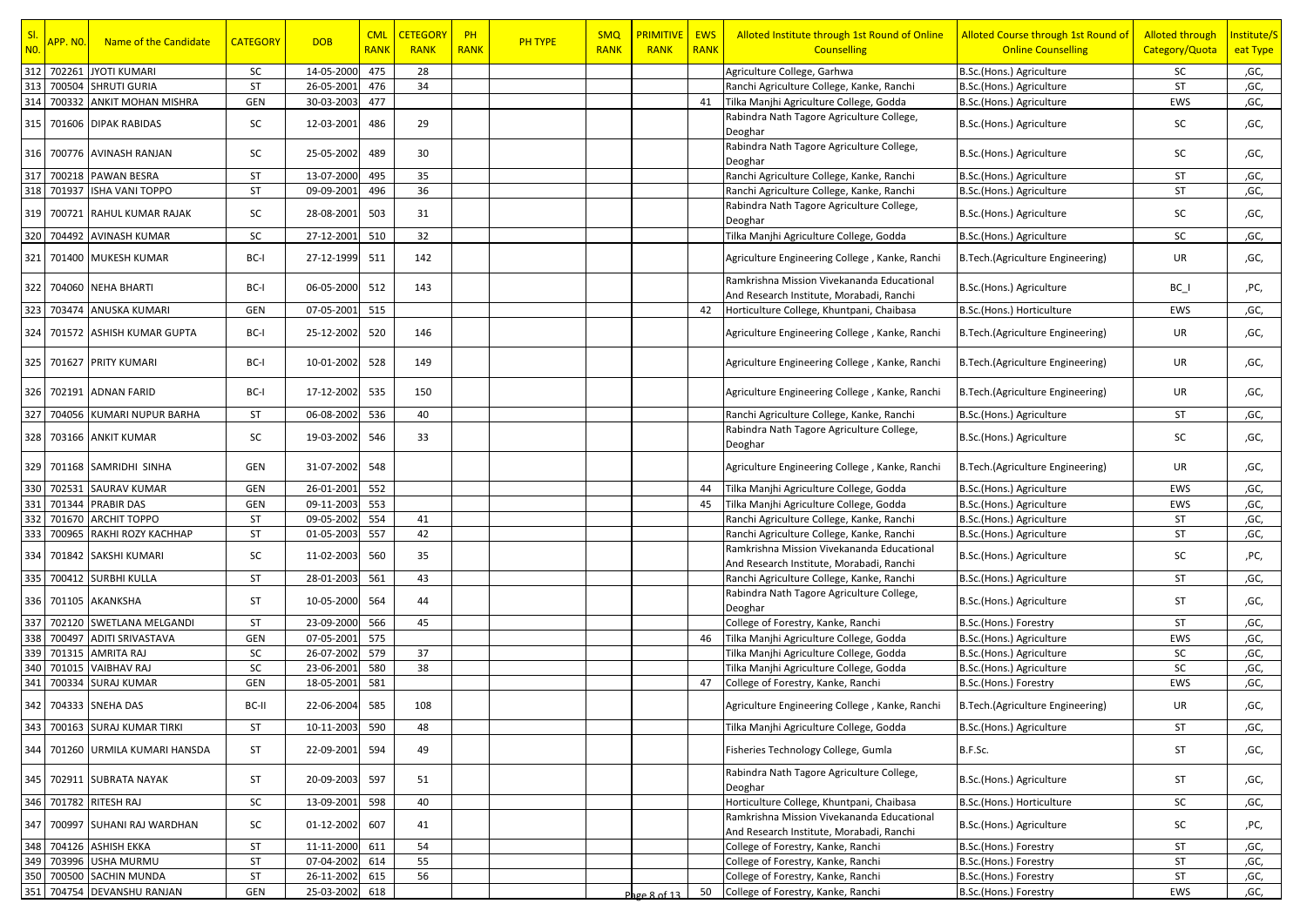| Sl. NO. | APP. NO. | Name of the Candidate | CATEGORY | DOB | CML RANK | CETEGORY RANK | PH RANK | PH TYPE | SMQ RANK | PRIMITIVE RANK | EWS RANK | Alloted Institute through 1st Round of Online Counselling | Alloted Course through 1st Round of Online Counselling | Alloted through Category/Quota | Institute/Seat Type |
|---|---|---|---|---|---|---|---|---|---|---|---|---|---|---|---|
| 312 | 702261 | JYOTI KUMARI | SC | 14-05-2000 | 475 | 28 | | | | | | Agriculture College, Garhwa | B.Sc.(Hons.) Agriculture | SC | ,GC, |
| 313 | 700504 | SHRUTI GURIA | ST | 26-05-2001 | 476 | 34 | | | | | | Ranchi Agriculture College, Kanke, Ranchi | B.Sc.(Hons.) Agriculture | ST | ,GC, |
| 314 | 700332 | ANKIT MOHAN MISHRA | GEN | 30-03-2003 | 477 | | | | | | 41 | Tilka Manjhi Agriculture College, Godda | B.Sc.(Hons.) Agriculture | EWS | ,GC, |
| 315 | 701606 | DIPAK RABIDAS | SC | 12-03-2001 | 486 | 29 | | | | | | Rabindra Nath Tagore Agriculture College, Deoghar | B.Sc.(Hons.) Agriculture | SC | ,GC, |
| 316 | 700776 | AVINASH RANJAN | SC | 25-05-2002 | 489 | 30 | | | | | | Rabindra Nath Tagore Agriculture College, Deoghar | B.Sc.(Hons.) Agriculture | SC | ,GC, |
| 317 | 700218 | PAWAN BESRA | ST | 13-07-2000 | 495 | 35 | | | | | | Ranchi Agriculture College, Kanke, Ranchi | B.Sc.(Hons.) Agriculture | ST | ,GC, |
| 318 | 701937 | ISHA VANI TOPPO | ST | 09-09-2001 | 496 | 36 | | | | | | Ranchi Agriculture College, Kanke, Ranchi | B.Sc.(Hons.) Agriculture | ST | ,GC, |
| 319 | 700721 | RAHUL KUMAR RAJAK | SC | 28-08-2001 | 503 | 31 | | | | | | Rabindra Nath Tagore Agriculture College, Deoghar | B.Sc.(Hons.) Agriculture | SC | ,GC, |
| 320 | 704492 | AVINASH KUMAR | SC | 27-12-2001 | 510 | 32 | | | | | | Tilka Manjhi Agriculture College, Godda | B.Sc.(Hons.) Agriculture | SC | ,GC, |
| 321 | 701400 | MUKESH KUMAR | BC-I | 27-12-1999 | 511 | 142 | | | | | | Agriculture Engineering College , Kanke, Ranchi | B.Tech.(Agriculture Engineering) | UR | ,GC, |
| 322 | 704060 | NEHA BHARTI | BC-I | 06-05-2000 | 512 | 143 | | | | | | Ramkrishna Mission Vivekananda Educational And Research Institute, Morabadi, Ranchi | B.Sc.(Hons.) Agriculture | BC_I | ,PC, |
| 323 | 703474 | ANUSKA KUMARI | GEN | 07-05-2001 | 515 | | | | | | 42 | Horticulture College, Khuntpani, Chaibasa | B.Sc.(Hons.) Horticulture | EWS | ,GC, |
| 324 | 701572 | ASHISH KUMAR GUPTA | BC-I | 25-12-2002 | 520 | 146 | | | | | | Agriculture Engineering College , Kanke, Ranchi | B.Tech.(Agriculture Engineering) | UR | ,GC, |
| 325 | 701627 | PRITY KUMARI | BC-I | 10-01-2002 | 528 | 149 | | | | | | Agriculture Engineering College , Kanke, Ranchi | B.Tech.(Agriculture Engineering) | UR | ,GC, |
| 326 | 702191 | ADNAN FARID | BC-I | 17-12-2002 | 535 | 150 | | | | | | Agriculture Engineering College , Kanke, Ranchi | B.Tech.(Agriculture Engineering) | UR | ,GC, |
| 327 | 704056 | KUMARI NUPUR BARHA | ST | 06-08-2002 | 536 | 40 | | | | | | Ranchi Agriculture College, Kanke, Ranchi | B.Sc.(Hons.) Agriculture | ST | ,GC, |
| 328 | 703166 | ANKIT KUMAR | SC | 19-03-2002 | 546 | 33 | | | | | | Rabindra Nath Tagore Agriculture College, Deoghar | B.Sc.(Hons.) Agriculture | SC | ,GC, |
| 329 | 701168 | SAMRIDHI SINHA | GEN | 31-07-2002 | 548 | | | | | | | Agriculture Engineering College , Kanke, Ranchi | B.Tech.(Agriculture Engineering) | UR | ,GC, |
| 330 | 702531 | SAURAV KUMAR | GEN | 26-01-2001 | 552 | | | | | | 44 | Tilka Manjhi Agriculture College, Godda | B.Sc.(Hons.) Agriculture | EWS | ,GC, |
| 331 | 701344 | PRABIR DAS | GEN | 09-11-2003 | 553 | | | | | | 45 | Tilka Manjhi Agriculture College, Godda | B.Sc.(Hons.) Agriculture | EWS | ,GC, |
| 332 | 701670 | ARCHIT TOPPO | ST | 09-05-2002 | 554 | 41 | | | | | | Ranchi Agriculture College, Kanke, Ranchi | B.Sc.(Hons.) Agriculture | ST | ,GC, |
| 333 | 700965 | RAKHI ROZY KACHHAP | ST | 01-05-2003 | 557 | 42 | | | | | | Ranchi Agriculture College, Kanke, Ranchi | B.Sc.(Hons.) Agriculture | ST | ,GC, |
| 334 | 701842 | SAKSHI KUMARI | SC | 11-02-2003 | 560 | 35 | | | | | | Ramkrishna Mission Vivekananda Educational And Research Institute, Morabadi, Ranchi | B.Sc.(Hons.) Agriculture | SC | ,PC, |
| 335 | 700412 | SURBHI KULLA | ST | 28-01-2003 | 561 | 43 | | | | | | Ranchi Agriculture College, Kanke, Ranchi | B.Sc.(Hons.) Agriculture | ST | ,GC, |
| 336 | 701105 | AKANKSHA | ST | 10-05-2000 | 564 | 44 | | | | | | Rabindra Nath Tagore Agriculture College, Deoghar | B.Sc.(Hons.) Agriculture | ST | ,GC, |
| 337 | 702120 | SWETLANA MELGANDI | ST | 23-09-2000 | 566 | 45 | | | | | | College of Forestry, Kanke, Ranchi | B.Sc.(Hons.) Forestry | ST | ,GC, |
| 338 | 700497 | ADITI SRIVASTAVA | GEN | 07-05-2001 | 575 | | | | | | 46 | Tilka Manjhi Agriculture College, Godda | B.Sc.(Hons.) Agriculture | EWS | ,GC, |
| 339 | 701315 | AMRITA RAJ | SC | 26-07-2002 | 579 | 37 | | | | | | Tilka Manjhi Agriculture College, Godda | B.Sc.(Hons.) Agriculture | SC | ,GC, |
| 340 | 701015 | VAIBHAV RAJ | SC | 23-06-2001 | 580 | 38 | | | | | | Tilka Manjhi Agriculture College, Godda | B.Sc.(Hons.) Agriculture | SC | ,GC, |
| 341 | 700334 | SURAJ KUMAR | GEN | 18-05-2001 | 581 | | | | | | 47 | College of Forestry, Kanke, Ranchi | B.Sc.(Hons.) Forestry | EWS | ,GC, |
| 342 | 704333 | SNEHA DAS | BC-II | 22-06-2004 | 585 | 108 | | | | | | Agriculture Engineering College , Kanke, Ranchi | B.Tech.(Agriculture Engineering) | UR | ,GC, |
| 343 | 700163 | SURAJ KUMAR TIRKI | ST | 10-11-2003 | 590 | 48 | | | | | | Tilka Manjhi Agriculture College, Godda | B.Sc.(Hons.) Agriculture | ST | ,GC, |
| 344 | 701260 | URMILA KUMARI HANSDA | ST | 22-09-2001 | 594 | 49 | | | | | | Fisheries Technology College, Gumla | B.F.Sc. | ST | ,GC, |
| 345 | 702911 | SUBRATA NAYAK | ST | 20-09-2003 | 597 | 51 | | | | | | Rabindra Nath Tagore Agriculture College, Deoghar | B.Sc.(Hons.) Agriculture | ST | ,GC, |
| 346 | 701782 | RITESH RAJ | SC | 13-09-2001 | 598 | 40 | | | | | | Horticulture College, Khuntpani, Chaibasa | B.Sc.(Hons.) Horticulture | SC | ,GC, |
| 347 | 700997 | SUHANI RAJ WARDHAN | SC | 01-12-2002 | 607 | 41 | | | | | | Ramkrishna Mission Vivekananda Educational And Research Institute, Morabadi, Ranchi | B.Sc.(Hons.) Agriculture | SC | ,PC, |
| 348 | 704126 | ASHISH EKKA | ST | 11-11-2000 | 611 | 54 | | | | | | College of Forestry, Kanke, Ranchi | B.Sc.(Hons.) Forestry | ST | ,GC, |
| 349 | 703996 | USHA MURMU | ST | 07-04-2002 | 614 | 55 | | | | | | College of Forestry, Kanke, Ranchi | B.Sc.(Hons.) Forestry | ST | ,GC, |
| 350 | 700500 | SACHIN MUNDA | ST | 26-11-2002 | 615 | 56 | | | | | | College of Forestry, Kanke, Ranchi | B.Sc.(Hons.) Forestry | ST | ,GC, |
| 351 | 704754 | DEVANSHU RANJAN | GEN | 25-03-2002 | 618 | | | | | | 50 | College of Forestry, Kanke, Ranchi | B.Sc.(Hons.) Forestry | EWS | ,GC, |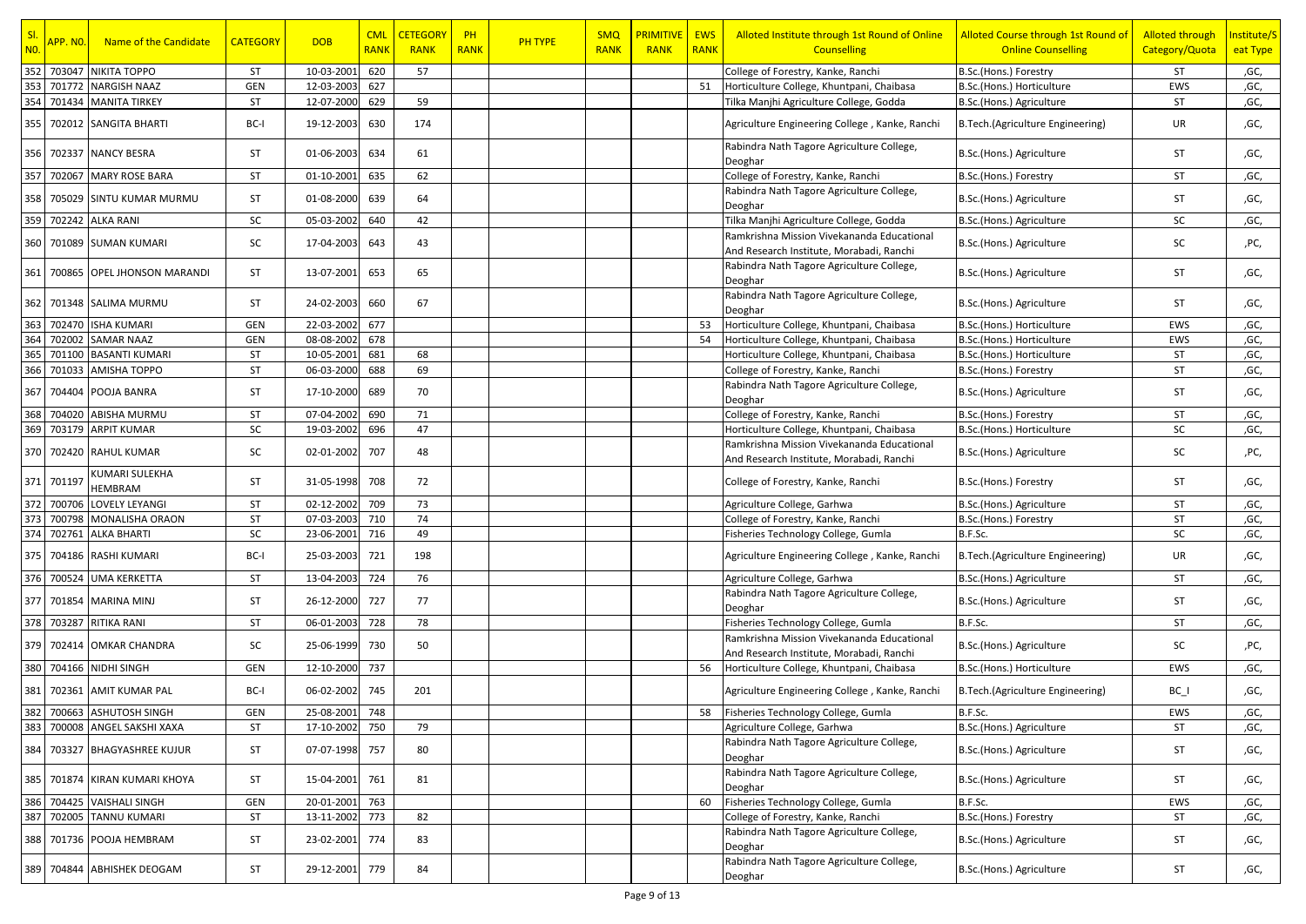| Sl. NO. | APP. NO. | Name of the Candidate | CATEGORY | DOB | CML RANK | CETEGORY RANK | PH RANK | PH TYPE | SMQ RANK | PRIMITIVE RANK | EWS RANK | Alloted Institute through 1st Round of Online Counselling | Alloted Course through 1st Round of Online Counselling | Alloted through Category/Quota | Institute/Seat Type |
|---|---|---|---|---|---|---|---|---|---|---|---|---|---|---|---|
| 352 | 703047 | NIKITA TOPPO | ST | 10-03-2001 | 620 | 57 | | | | | | College of Forestry, Kanke, Ranchi | B.Sc.(Hons.) Forestry | ST | ,GC, |
| 353 | 701772 | NARGISH NAAZ | GEN | 12-03-2003 | 627 | | | | | | 51 | Horticulture College, Khuntpani, Chaibasa | B.Sc.(Hons.) Horticulture | EWS | ,GC, |
| 354 | 701434 | MANITA TIRKEY | ST | 12-07-2000 | 629 | 59 | | | | | | Tilka Manjhi Agriculture College, Godda | B.Sc.(Hons.) Agriculture | ST | ,GC, |
| 355 | 702012 | SANGITA BHARTI | BC-I | 19-12-2003 | 630 | 174 | | | | | | Agriculture Engineering College , Kanke, Ranchi | B.Tech.(Agriculture Engineering) | UR | ,GC, |
| 356 | 702337 | NANCY BESRA | ST | 01-06-2003 | 634 | 61 | | | | | | Rabindra Nath Tagore Agriculture College, Deoghar | B.Sc.(Hons.) Agriculture | ST | ,GC, |
| 357 | 702067 | MARY ROSE BARA | ST | 01-10-2001 | 635 | 62 | | | | | | College of Forestry, Kanke, Ranchi | B.Sc.(Hons.) Forestry | ST | ,GC, |
| 358 | 705029 | SINTU KUMAR MURMU | ST | 01-08-2000 | 639 | 64 | | | | | | Rabindra Nath Tagore Agriculture College, Deoghar | B.Sc.(Hons.) Agriculture | ST | ,GC, |
| 359 | 702242 | ALKA RANI | SC | 05-03-2002 | 640 | 42 | | | | | | Tilka Manjhi Agriculture College, Godda | B.Sc.(Hons.) Agriculture | SC | ,GC, |
| 360 | 701089 | SUMAN KUMARI | SC | 17-04-2003 | 643 | 43 | | | | | | Ramkrishna Mission Vivekananda Educational And Research Institute, Morabadi, Ranchi | B.Sc.(Hons.) Agriculture | SC | ,PC, |
| 361 | 700865 | OPEL JHONSON MARANDI | ST | 13-07-2001 | 653 | 65 | | | | | | Rabindra Nath Tagore Agriculture College, Deoghar | B.Sc.(Hons.) Agriculture | ST | ,GC, |
| 362 | 701348 | SALIMA MURMU | ST | 24-02-2003 | 660 | 67 | | | | | | Rabindra Nath Tagore Agriculture College, Deoghar | B.Sc.(Hons.) Agriculture | ST | ,GC, |
| 363 | 702470 | ISHA KUMARI | GEN | 22-03-2002 | 677 | | | | | | 53 | Horticulture College, Khuntpani, Chaibasa | B.Sc.(Hons.) Horticulture | EWS | ,GC, |
| 364 | 702002 | SAMAR NAAZ | GEN | 08-08-2002 | 678 | | | | | | 54 | Horticulture College, Khuntpani, Chaibasa | B.Sc.(Hons.) Horticulture | EWS | ,GC, |
| 365 | 701100 | BASANTI KUMARI | ST | 10-05-2001 | 681 | 68 | | | | | | Horticulture College, Khuntpani, Chaibasa | B.Sc.(Hons.) Horticulture | ST | ,GC, |
| 366 | 701033 | AMISHA TOPPO | ST | 06-03-2000 | 688 | 69 | | | | | | College of Forestry, Kanke, Ranchi | B.Sc.(Hons.) Forestry | ST | ,GC, |
| 367 | 704404 | POOJA BANRA | ST | 17-10-2000 | 689 | 70 | | | | | | Rabindra Nath Tagore Agriculture College, Deoghar | B.Sc.(Hons.) Agriculture | ST | ,GC, |
| 368 | 704020 | ABISHA MURMU | ST | 07-04-2002 | 690 | 71 | | | | | | College of Forestry, Kanke, Ranchi | B.Sc.(Hons.) Forestry | ST | ,GC, |
| 369 | 703179 | ARPIT KUMAR | SC | 19-03-2002 | 696 | 47 | | | | | | Horticulture College, Khuntpani, Chaibasa | B.Sc.(Hons.) Horticulture | SC | ,GC, |
| 370 | 702420 | RAHUL KUMAR | SC | 02-01-2002 | 707 | 48 | | | | | | Ramkrishna Mission Vivekananda Educational And Research Institute, Morabadi, Ranchi | B.Sc.(Hons.) Agriculture | SC | ,PC, |
| 371 | 701197 | KUMARI SULEKHA HEMBRAM | ST | 31-05-1998 | 708 | 72 | | | | | | College of Forestry, Kanke, Ranchi | B.Sc.(Hons.) Forestry | ST | ,GC, |
| 372 | 700706 | LOVELY LEYANGI | ST | 02-12-2002 | 709 | 73 | | | | | | Agriculture College, Garhwa | B.Sc.(Hons.) Agriculture | ST | ,GC, |
| 373 | 700798 | MONALISHA ORAON | ST | 07-03-2003 | 710 | 74 | | | | | | College of Forestry, Kanke, Ranchi | B.Sc.(Hons.) Forestry | ST | ,GC, |
| 374 | 702761 | ALKA BHARTI | SC | 23-06-2001 | 716 | 49 | | | | | | Fisheries Technology College, Gumla | B.F.Sc. | SC | ,GC, |
| 375 | 704186 | RASHI KUMARI | BC-I | 25-03-2003 | 721 | 198 | | | | | | Agriculture Engineering College , Kanke, Ranchi | B.Tech.(Agriculture Engineering) | UR | ,GC, |
| 376 | 700524 | UMA KERKETTA | ST | 13-04-2003 | 724 | 76 | | | | | | Agriculture College, Garhwa | B.Sc.(Hons.) Agriculture | ST | ,GC, |
| 377 | 701854 | MARINA MINJ | ST | 26-12-2000 | 727 | 77 | | | | | | Rabindra Nath Tagore Agriculture College, Deoghar | B.Sc.(Hons.) Agriculture | ST | ,GC, |
| 378 | 703287 | RITIKA RANI | ST | 06-01-2003 | 728 | 78 | | | | | | Fisheries Technology College, Gumla | B.F.Sc. | ST | ,GC, |
| 379 | 702414 | OMKAR CHANDRA | SC | 25-06-1999 | 730 | 50 | | | | | | Ramkrishna Mission Vivekananda Educational And Research Institute, Morabadi, Ranchi | B.Sc.(Hons.) Agriculture | SC | ,PC, |
| 380 | 704166 | NIDHI SINGH | GEN | 12-10-2000 | 737 | | | | | | 56 | Horticulture College, Khuntpani, Chaibasa | B.Sc.(Hons.) Horticulture | EWS | ,GC, |
| 381 | 702361 | AMIT KUMAR PAL | BC-I | 06-02-2002 | 745 | 201 | | | | | | Agriculture Engineering College , Kanke, Ranchi | B.Tech.(Agriculture Engineering) | BC_I | ,GC, |
| 382 | 700663 | ASHUTOSH SINGH | GEN | 25-08-2001 | 748 | | | | | | 58 | Fisheries Technology College, Gumla | B.F.Sc. | EWS | ,GC, |
| 383 | 700008 | ANGEL SAKSHI XAXA | ST | 17-10-2002 | 750 | 79 | | | | | | Agriculture College, Garhwa | B.Sc.(Hons.) Agriculture | ST | ,GC, |
| 384 | 703327 | BHAGYASHREE KUJUR | ST | 07-07-1998 | 757 | 80 | | | | | | Rabindra Nath Tagore Agriculture College, Deoghar | B.Sc.(Hons.) Agriculture | ST | ,GC, |
| 385 | 701874 | KIRAN KUMARI KHOYA | ST | 15-04-2001 | 761 | 81 | | | | | | Rabindra Nath Tagore Agriculture College, Deoghar | B.Sc.(Hons.) Agriculture | ST | ,GC, |
| 386 | 704425 | VAISHALI SINGH | GEN | 20-01-2001 | 763 | | | | | | 60 | Fisheries Technology College, Gumla | B.F.Sc. | EWS | ,GC, |
| 387 | 702005 | TANNU KUMARI | ST | 13-11-2002 | 773 | 82 | | | | | | College of Forestry, Kanke, Ranchi | B.Sc.(Hons.) Forestry | ST | ,GC, |
| 388 | 701736 | POOJA HEMBRAM | ST | 23-02-2001 | 774 | 83 | | | | | | Rabindra Nath Tagore Agriculture College, Deoghar | B.Sc.(Hons.) Agriculture | ST | ,GC, |
| 389 | 704844 | ABHISHEK DEOGAM | ST | 29-12-2001 | 779 | 84 | | | | | | Rabindra Nath Tagore Agriculture College, Deoghar | B.Sc.(Hons.) Agriculture | ST | ,GC, |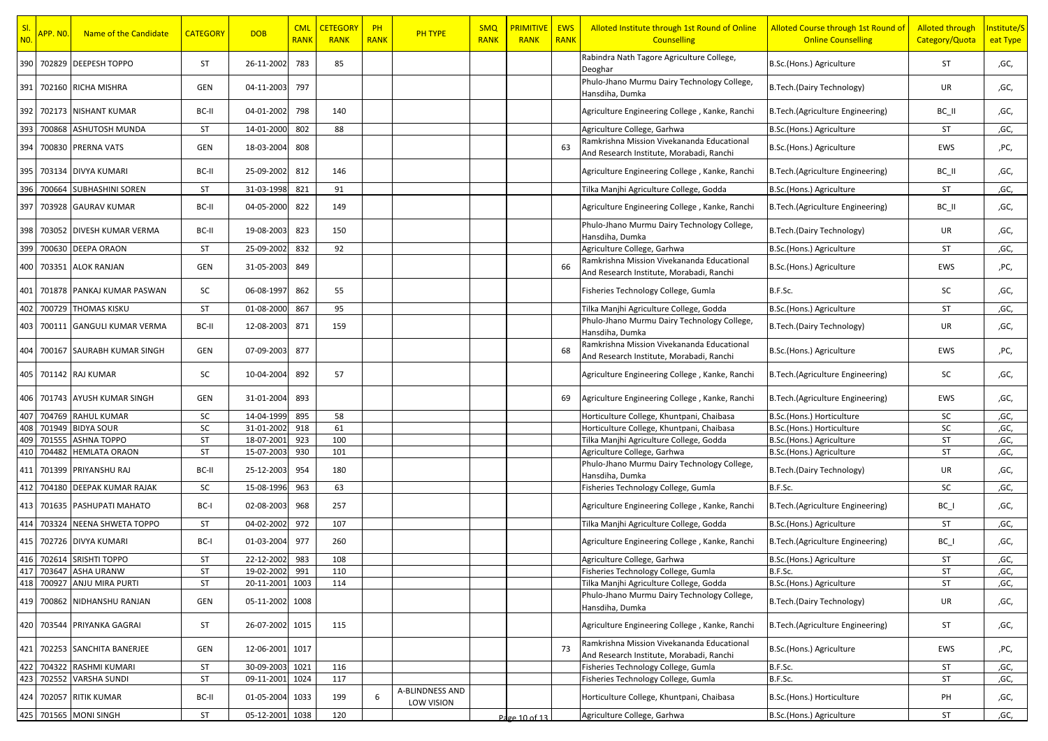| Sl. NO. | APP. NO. | Name of the Candidate | CATEGORY | DOB | CML RANK | CETEGORY RANK | PH RANK | PH TYPE | SMQ RANK | PRIMITIVE RANK | EWS RANK | Alloted Institute through 1st Round of Online Counselling | Alloted Course through 1st Round of Online Counselling | Alloted through Category/Quota | Institute/Seat Type |
|---|---|---|---|---|---|---|---|---|---|---|---|---|---|---|---|
| 390 | 702829 | DEEPESH TOPPO | ST | 26-11-2002 | 783 | 85 | | | | | | Rabindra Nath Tagore Agriculture College, Deoghar | B.Sc.(Hons.) Agriculture | ST | ,GC, |
| 391 | 702160 | RICHA MISHRA | GEN | 04-11-2003 | 797 | | | | | | | Phulo-Jhano Murmu Dairy Technology College, Hansdiha, Dumka | B.Tech.(Dairy Technology) | UR | ,GC, |
| 392 | 702173 | NISHANT KUMAR | BC-II | 04-01-2002 | 798 | 140 | | | | | | Agriculture Engineering College , Kanke, Ranchi | B.Tech.(Agriculture Engineering) | BC_II | ,GC, |
| 393 | 700868 | ASHUTOSH MUNDA | ST | 14-01-2000 | 802 | 88 | | | | | | Agriculture College, Garhwa | B.Sc.(Hons.) Agriculture | ST | ,GC, |
| 394 | 700830 | PRERNA VATS | GEN | 18-03-2004 | 808 | | | | | | 63 | Ramkrishna Mission Vivekananda Educational And Research Institute, Morabadi, Ranchi | B.Sc.(Hons.) Agriculture | EWS | ,PC, |
| 395 | 703134 | DIVYA KUMARI | BC-II | 25-09-2002 | 812 | 146 | | | | | | Agriculture Engineering College , Kanke, Ranchi | B.Tech.(Agriculture Engineering) | BC_II | ,GC, |
| 396 | 700664 | SUBHASHINI SOREN | ST | 31-03-1998 | 821 | 91 | | | | | | Tilka Manjhi Agriculture College, Godda | B.Sc.(Hons.) Agriculture | ST | ,GC, |
| 397 | 703928 | GAURAV KUMAR | BC-II | 04-05-2000 | 822 | 149 | | | | | | Agriculture Engineering College , Kanke, Ranchi | B.Tech.(Agriculture Engineering) | BC_II | ,GC, |
| 398 | 703052 | DIVESH KUMAR VERMA | BC-II | 19-08-2003 | 823 | 150 | | | | | | Phulo-Jhano Murmu Dairy Technology College, Hansdiha, Dumka | B.Tech.(Dairy Technology) | UR | ,GC, |
| 399 | 700630 | DEEPA ORAON | ST | 25-09-2002 | 832 | 92 | | | | | | Agriculture College, Garhwa | B.Sc.(Hons.) Agriculture | ST | ,GC, |
| 400 | 703351 | ALOK RANJAN | GEN | 31-05-2003 | 849 | | | | | | 66 | Ramkrishna Mission Vivekananda Educational And Research Institute, Morabadi, Ranchi | B.Sc.(Hons.) Agriculture | EWS | ,PC, |
| 401 | 701878 | PANKAJ KUMAR PASWAN | SC | 06-08-1997 | 862 | 55 | | | | | | Fisheries Technology College, Gumla | B.F.Sc. | SC | ,GC, |
| 402 | 700729 | THOMAS KISKU | ST | 01-08-2000 | 867 | 95 | | | | | | Tilka Manjhi Agriculture College, Godda | B.Sc.(Hons.) Agriculture | ST | ,GC, |
| 403 | 700111 | GANGULI KUMAR VERMA | BC-II | 12-08-2003 | 871 | 159 | | | | | | Phulo-Jhano Murmu Dairy Technology College, Hansdiha, Dumka | B.Tech.(Dairy Technology) | UR | ,GC, |
| 404 | 700167 | SAURABH KUMAR SINGH | GEN | 07-09-2003 | 877 | | | | | | 68 | Ramkrishna Mission Vivekananda Educational And Research Institute, Morabadi, Ranchi | B.Sc.(Hons.) Agriculture | EWS | ,PC, |
| 405 | 701142 | RAJ KUMAR | SC | 10-04-2004 | 892 | 57 | | | | | | Agriculture Engineering College , Kanke, Ranchi | B.Tech.(Agriculture Engineering) | SC | ,GC, |
| 406 | 701743 | AYUSH KUMAR SINGH | GEN | 31-01-2004 | 893 | | | | | | 69 | Agriculture Engineering College , Kanke, Ranchi | B.Tech.(Agriculture Engineering) | EWS | ,GC, |
| 407 | 704769 | RAHUL KUMAR | SC | 14-04-1999 | 895 | 58 | | | | | | Horticulture College, Khuntpani, Chaibasa | B.Sc.(Hons.) Horticulture | SC | ,GC, |
| 408 | 701949 | BIDYA SOUR | SC | 31-01-2002 | 918 | 61 | | | | | | Horticulture College, Khuntpani, Chaibasa | B.Sc.(Hons.) Horticulture | SC | ,GC, |
| 409 | 701555 | ASHNA TOPPO | ST | 18-07-2001 | 923 | 100 | | | | | | Tilka Manjhi Agriculture College, Godda | B.Sc.(Hons.) Agriculture | ST | ,GC, |
| 410 | 704482 | HEMLATA ORAON | ST | 15-07-2003 | 930 | 101 | | | | | | Agriculture College, Garhwa | B.Sc.(Hons.) Agriculture | ST | ,GC, |
| 411 | 701399 | PRIYANSHU RAJ | BC-II | 25-12-2003 | 954 | 180 | | | | | | Phulo-Jhano Murmu Dairy Technology College, Hansdiha, Dumka | B.Tech.(Dairy Technology) | UR | ,GC, |
| 412 | 704180 | DEEPAK KUMAR RAJAK | SC | 15-08-1996 | 963 | 63 | | | | | | Fisheries Technology College, Gumla | B.F.Sc. | SC | ,GC, |
| 413 | 701635 | PASHUPATI MAHATO | BC-I | 02-08-2003 | 968 | 257 | | | | | | Agriculture Engineering College , Kanke, Ranchi | B.Tech.(Agriculture Engineering) | BC_I | ,GC, |
| 414 | 703324 | NEENA SHWETA TOPPO | ST | 04-02-2002 | 972 | 107 | | | | | | Tilka Manjhi Agriculture College, Godda | B.Sc.(Hons.) Agriculture | ST | ,GC, |
| 415 | 702726 | DIVYA KUMARI | BC-I | 01-03-2004 | 977 | 260 | | | | | | Agriculture Engineering College , Kanke, Ranchi | B.Tech.(Agriculture Engineering) | BC_I | ,GC, |
| 416 | 702614 | SRISHTI TOPPO | ST | 22-12-2002 | 983 | 108 | | | | | | Agriculture College, Garhwa | B.Sc.(Hons.) Agriculture | ST | ,GC, |
| 417 | 703647 | ASHA URANW | ST | 19-02-2002 | 991 | 110 | | | | | | Fisheries Technology College, Gumla | B.F.Sc. | ST | ,GC, |
| 418 | 700927 | ANJU MIRA PURTI | ST | 20-11-2001 | 1003 | 114 | | | | | | Tilka Manjhi Agriculture College, Godda | B.Sc.(Hons.) Agriculture | ST | ,GC, |
| 419 | 700862 | NIDHANSHU RANJAN | GEN | 05-11-2002 | 1008 | | | | | | | Phulo-Jhano Murmu Dairy Technology College, Hansdiha, Dumka | B.Tech.(Dairy Technology) | UR | ,GC, |
| 420 | 703544 | PRIYANKA GAGRAI | ST | 26-07-2002 | 1015 | 115 | | | | | | Agriculture Engineering College , Kanke, Ranchi | B.Tech.(Agriculture Engineering) | ST | ,GC, |
| 421 | 702253 | SANCHITA BANERJEE | GEN | 12-06-2001 | 1017 | | | | | | 73 | Ramkrishna Mission Vivekananda Educational And Research Institute, Morabadi, Ranchi | B.Sc.(Hons.) Agriculture | EWS | ,PC, |
| 422 | 704322 | RASHMI KUMARI | ST | 30-09-2003 | 1021 | 116 | | | | | | Fisheries Technology College, Gumla | B.F.Sc. | ST | ,GC, |
| 423 | 702552 | VARSHA SUNDI | ST | 09-11-2001 | 1024 | 117 | | | | | | Fisheries Technology College, Gumla | B.F.Sc. | ST | ,GC, |
| 424 | 702057 | RITIK KUMAR | BC-II | 01-05-2004 | 1033 | 199 | 6 | A-BLINDNESS AND LOW VISION | | | | Horticulture College, Khuntpani, Chaibasa | B.Sc.(Hons.) Horticulture | PH | ,GC, |
| 425 | 701565 | MONI SINGH | ST | 05-12-2001 | 1038 | 120 | | | | | | Agriculture College, Garhwa | B.Sc.(Hons.) Agriculture | ST | ,GC, |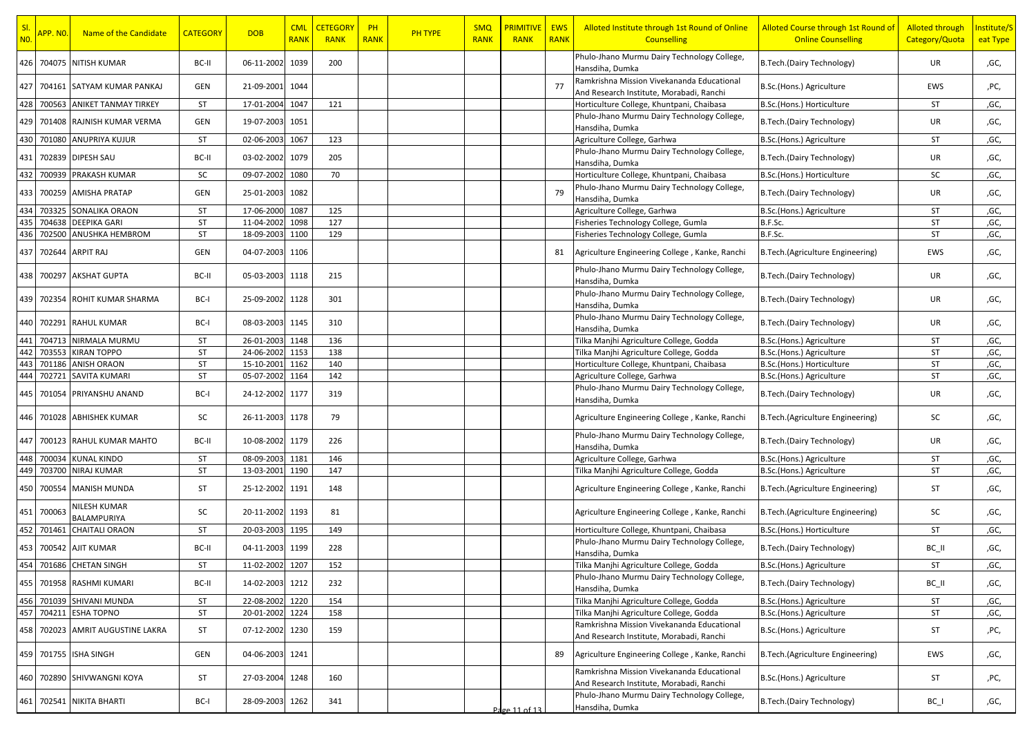| Sl. NO. | APP. NO. | Name of the Candidate | CATEGORY | DOB | CML RANK | CETEGORY RANK | PH RANK | PH TYPE | SMQ RANK | PRIMITIVE RANK | EWS RANK | Alloted Institute through 1st Round of Online Counselling | Alloted Course through 1st Round of Online Counselling | Alloted through Category/Quota | Institute/Seat Type |
|---|---|---|---|---|---|---|---|---|---|---|---|---|---|---|---|
| 426 | 704075 | NITISH KUMAR | BC-II | 06-11-2002 | 1039 | 200 | | | | | | Phulo-Jhano Murmu Dairy Technology College, Hansdiha, Dumka | B.Tech.(Dairy Technology) | UR | ,GC, |
| 427 | 704161 | SATYAM KUMAR PANKAJ | GEN | 21-09-2001 | 1044 | | | | | | 77 | Ramkrishna Mission Vivekananda Educational And Research Institute, Morabadi, Ranchi | B.Sc.(Hons.) Agriculture | EWS | ,PC, |
| 428 | 700563 | ANIKET TANMAY TIRKEY | ST | 17-01-2004 | 1047 | 121 | | | | | | Horticulture College, Khuntpani, Chaibasa | B.Sc.(Hons.) Horticulture | ST | ,GC, |
| 429 | 701408 | RAJNISH KUMAR VERMA | GEN | 19-07-2003 | 1051 | | | | | | | Phulo-Jhano Murmu Dairy Technology College, Hansdiha, Dumka | B.Tech.(Dairy Technology) | UR | ,GC, |
| 430 | 701080 | ANUPRIYA KUJUR | ST | 02-06-2003 | 1067 | 123 | | | | | | Agriculture College, Garhwa | B.Sc.(Hons.) Agriculture | ST | ,GC, |
| 431 | 702839 | DIPESH SAU | BC-II | 03-02-2002 | 1079 | 205 | | | | | | Phulo-Jhano Murmu Dairy Technology College, Hansdiha, Dumka | B.Tech.(Dairy Technology) | UR | ,GC, |
| 432 | 700939 | PRAKASH KUMAR | SC | 09-07-2002 | 1080 | 70 | | | | | | Horticulture College, Khuntpani, Chaibasa | B.Sc.(Hons.) Horticulture | SC | ,GC, |
| 433 | 700259 | AMISHA PRATAP | GEN | 25-01-2003 | 1082 | | | | | | 79 | Phulo-Jhano Murmu Dairy Technology College, Hansdiha, Dumka | B.Tech.(Dairy Technology) | UR | ,GC, |
| 434 | 703325 | SONALIKA ORAON | ST | 17-06-2000 | 1087 | 125 | | | | | | Agriculture College, Garhwa | B.Sc.(Hons.) Agriculture | ST | ,GC, |
| 435 | 704638 | DEEPIKA GARI | ST | 11-04-2002 | 1098 | 127 | | | | | | Fisheries Technology College, Gumla | B.F.Sc. | ST | ,GC, |
| 436 | 702500 | ANUSHKA HEMBROM | ST | 18-09-2003 | 1100 | 129 | | | | | | Fisheries Technology College, Gumla | B.F.Sc. | ST | ,GC, |
| 437 | 702644 | ARPIT RAJ | GEN | 04-07-2003 | 1106 | | | | | | 81 | Agriculture Engineering College , Kanke, Ranchi | B.Tech.(Agriculture Engineering) | EWS | ,GC, |
| 438 | 700297 | AKSHAT GUPTA | BC-II | 05-03-2003 | 1118 | 215 | | | | | | Phulo-Jhano Murmu Dairy Technology College, Hansdiha, Dumka | B.Tech.(Dairy Technology) | UR | ,GC, |
| 439 | 702354 | ROHIT KUMAR SHARMA | BC-I | 25-09-2002 | 1128 | 301 | | | | | | Phulo-Jhano Murmu Dairy Technology College, Hansdiha, Dumka | B.Tech.(Dairy Technology) | UR | ,GC, |
| 440 | 702291 | RAHUL KUMAR | BC-I | 08-03-2003 | 1145 | 310 | | | | | | Phulo-Jhano Murmu Dairy Technology College, Hansdiha, Dumka | B.Tech.(Dairy Technology) | UR | ,GC, |
| 441 | 704713 | NIRMALA MURMU | ST | 26-01-2003 | 1148 | 136 | | | | | | Tilka Manjhi Agriculture College, Godda | B.Sc.(Hons.) Agriculture | ST | ,GC, |
| 442 | 703553 | KIRAN TOPPO | ST | 24-06-2002 | 1153 | 138 | | | | | | Tilka Manjhi Agriculture College, Godda | B.Sc.(Hons.) Agriculture | ST | ,GC, |
| 443 | 701186 | ANISH ORAON | ST | 15-10-2001 | 1162 | 140 | | | | | | Horticulture College, Khuntpani, Chaibasa | B.Sc.(Hons.) Horticulture | ST | ,GC, |
| 444 | 702721 | SAVITA KUMARI | ST | 05-07-2002 | 1164 | 142 | | | | | | Agriculture College, Garhwa | B.Sc.(Hons.) Agriculture | ST | ,GC, |
| 445 | 701054 | PRIYANSHU ANAND | BC-I | 24-12-2002 | 1177 | 319 | | | | | | Phulo-Jhano Murmu Dairy Technology College, Hansdiha, Dumka | B.Tech.(Dairy Technology) | UR | ,GC, |
| 446 | 701028 | ABHISHEK KUMAR | SC | 26-11-2003 | 1178 | 79 | | | | | | Agriculture Engineering College , Kanke, Ranchi | B.Tech.(Agriculture Engineering) | SC | ,GC, |
| 447 | 700123 | RAHUL KUMAR MAHTO | BC-II | 10-08-2002 | 1179 | 226 | | | | | | Phulo-Jhano Murmu Dairy Technology College, Hansdiha, Dumka | B.Tech.(Dairy Technology) | UR | ,GC, |
| 448 | 700034 | KUNAL KINDO | ST | 08-09-2003 | 1181 | 146 | | | | | | Agriculture College, Garhwa | B.Sc.(Hons.) Agriculture | ST | ,GC, |
| 449 | 703700 | NIRAJ KUMAR | ST | 13-03-2001 | 1190 | 147 | | | | | | Tilka Manjhi Agriculture College, Godda | B.Sc.(Hons.) Agriculture | ST | ,GC, |
| 450 | 700554 | MANISH MUNDA | ST | 25-12-2002 | 1191 | 148 | | | | | | Agriculture Engineering College , Kanke, Ranchi | B.Tech.(Agriculture Engineering) | ST | ,GC, |
| 451 | 700063 | NILESH KUMAR BALAMPURIYA | SC | 20-11-2002 | 1193 | 81 | | | | | | Agriculture Engineering College , Kanke, Ranchi | B.Tech.(Agriculture Engineering) | SC | ,GC, |
| 452 | 701461 | CHAITALI ORAON | ST | 20-03-2003 | 1195 | 149 | | | | | | Horticulture College, Khuntpani, Chaibasa | B.Sc.(Hons.) Horticulture | ST | ,GC, |
| 453 | 700542 | AJIT KUMAR | BC-II | 04-11-2003 | 1199 | 228 | | | | | | Phulo-Jhano Murmu Dairy Technology College, Hansdiha, Dumka | B.Tech.(Dairy Technology) | BC_II | ,GC, |
| 454 | 701686 | CHETAN SINGH | ST | 11-02-2002 | 1207 | 152 | | | | | | Tilka Manjhi Agriculture College, Godda | B.Sc.(Hons.) Agriculture | ST | ,GC, |
| 455 | 701958 | RASHMI KUMARI | BC-II | 14-02-2003 | 1212 | 232 | | | | | | Phulo-Jhano Murmu Dairy Technology College, Hansdiha, Dumka | B.Tech.(Dairy Technology) | BC_II | ,GC, |
| 456 | 701039 | SHIVANI MUNDA | ST | 22-08-2002 | 1220 | 154 | | | | | | Tilka Manjhi Agriculture College, Godda | B.Sc.(Hons.) Agriculture | ST | ,GC, |
| 457 | 704211 | ESHA TOPNO | ST | 20-01-2002 | 1224 | 158 | | | | | | Tilka Manjhi Agriculture College, Godda | B.Sc.(Hons.) Agriculture | ST | ,GC, |
| 458 | 702023 | AMRIT AUGUSTINE LAKRA | ST | 07-12-2002 | 1230 | 159 | | | | | | Ramkrishna Mission Vivekananda Educational And Research Institute, Morabadi, Ranchi | B.Sc.(Hons.) Agriculture | ST | ,PC, |
| 459 | 701755 | ISHA SINGH | GEN | 04-06-2003 | 1241 | | | | | | 89 | Agriculture Engineering College , Kanke, Ranchi | B.Tech.(Agriculture Engineering) | EWS | ,GC, |
| 460 | 702890 | SHIVWANGNI KOYA | ST | 27-03-2004 | 1248 | 160 | | | | | | Ramkrishna Mission Vivekananda Educational And Research Institute, Morabadi, Ranchi | B.Sc.(Hons.) Agriculture | ST | ,PC, |
| 461 | 702541 | NIKITA BHARTI | BC-I | 28-09-2003 | 1262 | 341 | | | | | | Phulo-Jhano Murmu Dairy Technology College, Hansdiha, Dumka | B.Tech.(Dairy Technology) | BC_I | ,GC, |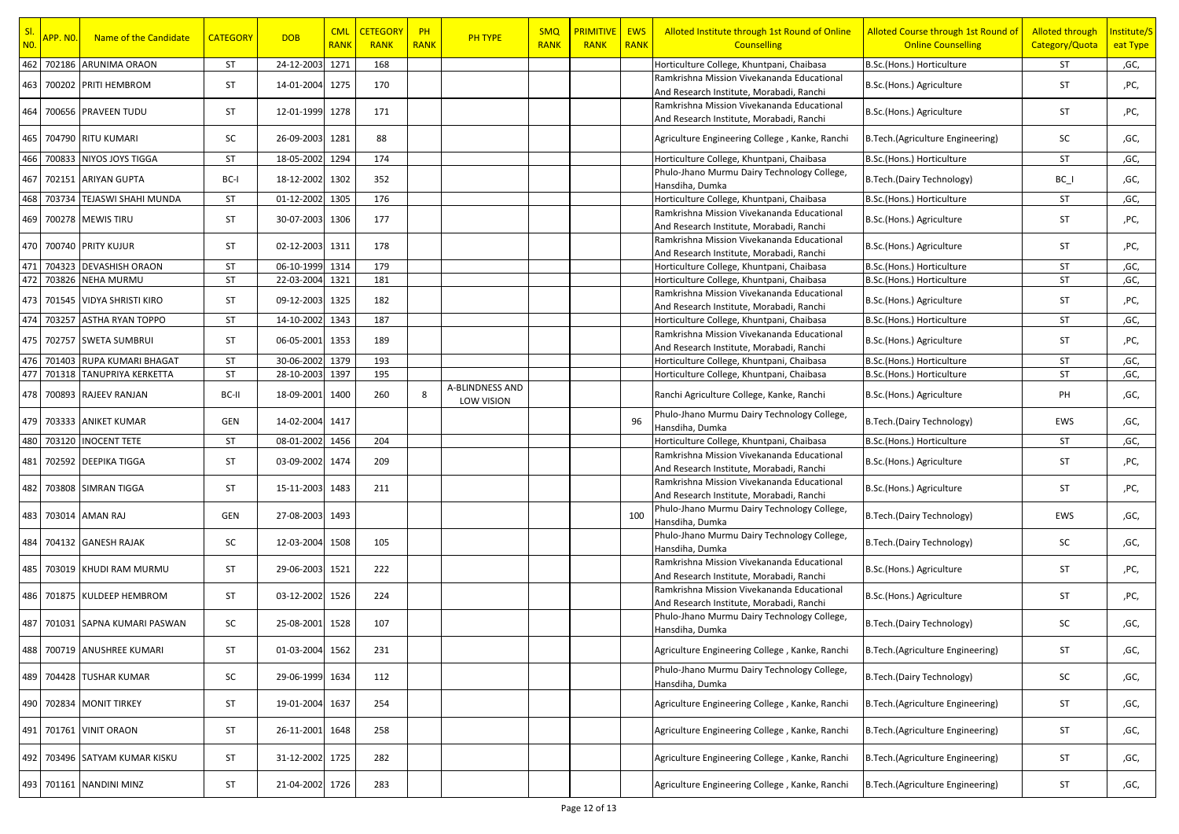| Sl. NO. | APP. NO. | Name of the Candidate | CATEGORY | DOB | CML RANK | CETEGORY RANK | PH RANK | PH TYPE | SMQ RANK | PRIMITIVE RANK | EWS RANK | Alloted Institute through 1st Round of Online Counselling | Alloted Course through 1st Round of Online Counselling | Alloted through Category/Quota | Institute/Seat Type |
|---|---|---|---|---|---|---|---|---|---|---|---|---|---|---|---|
| 462 | 702186 | ARUNIMA ORAON | ST | 24-12-2003 | 1271 | 168 | | | | | | Horticulture College, Khuntpani, Chaibasa | B.Sc.(Hons.) Horticulture | ST | ,GC, |
| 463 | 700202 | PRITI HEMBROM | ST | 14-01-2004 | 1275 | 170 | | | | | | Ramkrishna Mission Vivekananda Educational And Research Institute, Morabadi, Ranchi | B.Sc.(Hons.) Agriculture | ST | ,PC, |
| 464 | 700656 | PRAVEEN TUDU | ST | 12-01-1999 | 1278 | 171 | | | | | | Ramkrishna Mission Vivekananda Educational And Research Institute, Morabadi, Ranchi | B.Sc.(Hons.) Agriculture | ST | ,PC, |
| 465 | 704790 | RITU KUMARI | SC | 26-09-2003 | 1281 | 88 | | | | | | Agriculture Engineering College , Kanke, Ranchi | B.Tech.(Agriculture Engineering) | SC | ,GC, |
| 466 | 700833 | NIYOS JOYS TIGGA | ST | 18-05-2002 | 1294 | 174 | | | | | | Horticulture College, Khuntpani, Chaibasa | B.Sc.(Hons.) Horticulture | ST | ,GC, |
| 467 | 702151 | ARIYAN GUPTA | BC-I | 18-12-2002 | 1302 | 352 | | | | | | Phulo-Jhano Murmu Dairy Technology College, Hansdiha, Dumka | B.Tech.(Dairy Technology) | BC_I | ,GC, |
| 468 | 703734 | TEJASWI SHAHI MUNDA | ST | 01-12-2002 | 1305 | 176 | | | | | | Horticulture College, Khuntpani, Chaibasa | B.Sc.(Hons.) Horticulture | ST | ,GC, |
| 469 | 700278 | MEWIS TIRU | ST | 30-07-2003 | 1306 | 177 | | | | | | Ramkrishna Mission Vivekananda Educational And Research Institute, Morabadi, Ranchi | B.Sc.(Hons.) Agriculture | ST | ,PC, |
| 470 | 700740 | PRITY KUJUR | ST | 02-12-2003 | 1311 | 178 | | | | | | Ramkrishna Mission Vivekananda Educational And Research Institute, Morabadi, Ranchi | B.Sc.(Hons.) Agriculture | ST | ,PC, |
| 471 | 704323 | DEVASHISH ORAON | ST | 06-10-1999 | 1314 | 179 | | | | | | Horticulture College, Khuntpani, Chaibasa | B.Sc.(Hons.) Horticulture | ST | ,GC, |
| 472 | 703826 | NEHA MURMU | ST | 22-03-2004 | 1321 | 181 | | | | | | Horticulture College, Khuntpani, Chaibasa | B.Sc.(Hons.) Horticulture | ST | ,GC, |
| 473 | 701545 | VIDYA SHRISTI KIRO | ST | 09-12-2003 | 1325 | 182 | | | | | | Ramkrishna Mission Vivekananda Educational And Research Institute, Morabadi, Ranchi | B.Sc.(Hons.) Agriculture | ST | ,PC, |
| 474 | 703257 | ASTHA RYAN TOPPO | ST | 14-10-2002 | 1343 | 187 | | | | | | Horticulture College, Khuntpani, Chaibasa | B.Sc.(Hons.) Horticulture | ST | ,GC, |
| 475 | 702757 | SWETA SUMBRUI | ST | 06-05-2001 | 1353 | 189 | | | | | | Ramkrishna Mission Vivekananda Educational And Research Institute, Morabadi, Ranchi | B.Sc.(Hons.) Agriculture | ST | ,PC, |
| 476 | 701403 | RUPA KUMARI BHAGAT | ST | 30-06-2002 | 1379 | 193 | | | | | | Horticulture College, Khuntpani, Chaibasa | B.Sc.(Hons.) Horticulture | ST | ,GC, |
| 477 | 701318 | TANUPRIYA KERKETTA | ST | 28-10-2003 | 1397 | 195 | | | | | | Horticulture College, Khuntpani, Chaibasa | B.Sc.(Hons.) Horticulture | ST | ,GC, |
| 478 | 700893 | RAJEEV RANJAN | BC-II | 18-09-2001 | 1400 | 260 | 8 | A-BLINDNESS AND LOW VISION | | | | Ranchi Agriculture College, Kanke, Ranchi | B.Sc.(Hons.) Agriculture | PH | ,GC, |
| 479 | 703333 | ANIKET KUMAR | GEN | 14-02-2004 | 1417 | | | | | | 96 | Phulo-Jhano Murmu Dairy Technology College, Hansdiha, Dumka | B.Tech.(Dairy Technology) | EWS | ,GC, |
| 480 | 703120 | INOCENT TETE | ST | 08-01-2002 | 1456 | 204 | | | | | | Horticulture College, Khuntpani, Chaibasa | B.Sc.(Hons.) Horticulture | ST | ,GC, |
| 481 | 702592 | DEEPIKA TIGGA | ST | 03-09-2002 | 1474 | 209 | | | | | | Ramkrishna Mission Vivekananda Educational And Research Institute, Morabadi, Ranchi | B.Sc.(Hons.) Agriculture | ST | ,PC, |
| 482 | 703808 | SIMRAN TIGGA | ST | 15-11-2003 | 1483 | 211 | | | | | | Ramkrishna Mission Vivekananda Educational And Research Institute, Morabadi, Ranchi | B.Sc.(Hons.) Agriculture | ST | ,PC, |
| 483 | 703014 | AMAN RAJ | GEN | 27-08-2003 | 1493 | | | | | | 100 | Phulo-Jhano Murmu Dairy Technology College, Hansdiha, Dumka | B.Tech.(Dairy Technology) | EWS | ,GC, |
| 484 | 704132 | GANESH RAJAK | SC | 12-03-2004 | 1508 | 105 | | | | | | Phulo-Jhano Murmu Dairy Technology College, Hansdiha, Dumka | B.Tech.(Dairy Technology) | SC | ,GC, |
| 485 | 703019 | KHUDI RAM MURMU | ST | 29-06-2003 | 1521 | 222 | | | | | | Ramkrishna Mission Vivekananda Educational And Research Institute, Morabadi, Ranchi | B.Sc.(Hons.) Agriculture | ST | ,PC, |
| 486 | 701875 | KULDEEP HEMBROM | ST | 03-12-2002 | 1526 | 224 | | | | | | Ramkrishna Mission Vivekananda Educational And Research Institute, Morabadi, Ranchi | B.Sc.(Hons.) Agriculture | ST | ,PC, |
| 487 | 701031 | SAPNA KUMARI PASWAN | SC | 25-08-2001 | 1528 | 107 | | | | | | Phulo-Jhano Murmu Dairy Technology College, Hansdiha, Dumka | B.Tech.(Dairy Technology) | SC | ,GC, |
| 488 | 700719 | ANUSHREE KUMARI | ST | 01-03-2004 | 1562 | 231 | | | | | | Agriculture Engineering College , Kanke, Ranchi | B.Tech.(Agriculture Engineering) | ST | ,GC, |
| 489 | 704428 | TUSHAR KUMAR | SC | 29-06-1999 | 1634 | 112 | | | | | | Phulo-Jhano Murmu Dairy Technology College, Hansdiha, Dumka | B.Tech.(Dairy Technology) | SC | ,GC, |
| 490 | 702834 | MONIT TIRKEY | ST | 19-01-2004 | 1637 | 254 | | | | | | Agriculture Engineering College , Kanke, Ranchi | B.Tech.(Agriculture Engineering) | ST | ,GC, |
| 491 | 701761 | VINIT ORAON | ST | 26-11-2001 | 1648 | 258 | | | | | | Agriculture Engineering College , Kanke, Ranchi | B.Tech.(Agriculture Engineering) | ST | ,GC, |
| 492 | 703496 | SATYAM KUMAR KISKU | ST | 31-12-2002 | 1725 | 282 | | | | | | Agriculture Engineering College , Kanke, Ranchi | B.Tech.(Agriculture Engineering) | ST | ,GC, |
| 493 | 701161 | NANDINI MINZ | ST | 21-04-2002 | 1726 | 283 | | | | | | Agriculture Engineering College , Kanke, Ranchi | B.Tech.(Agriculture Engineering) | ST | ,GC, |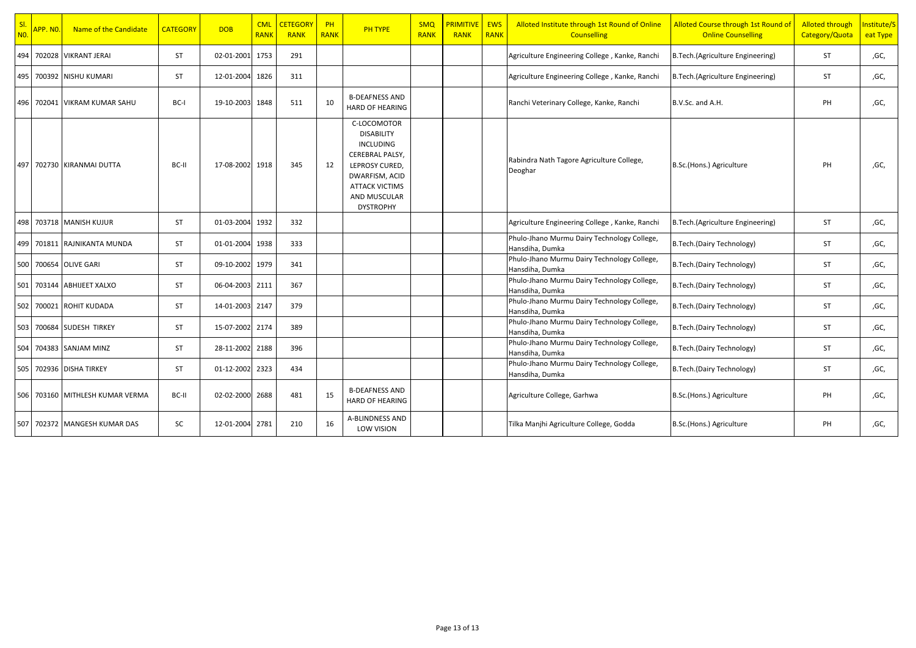| Sl. NO. | APP. NO. | Name of the Candidate | CATEGORY | DOB | CML RANK | CETEGORY RANK | PH RANK | PH TYPE | SMQ RANK | PRIMITIVE RANK | EWS RANK | Alloted Institute through 1st Round of Online Counselling | Alloted Course through 1st Round of Online Counselling | Alloted through Category/Quota | Institute/Seat Type |
|---|---|---|---|---|---|---|---|---|---|---|---|---|---|---|---|
| 494 | 702028 | VIKRANT JERAI | ST | 02-01-2001 | 1753 | 291 | | | | | | Agriculture Engineering College , Kanke, Ranchi | B.Tech.(Agriculture Engineering) | ST | ,GC, |
| 495 | 700392 | NISHU KUMARI | ST | 12-01-2004 | 1826 | 311 | | | | | | Agriculture Engineering College , Kanke, Ranchi | B.Tech.(Agriculture Engineering) | ST | ,GC, |
| 496 | 702041 | VIKRAM KUMAR SAHU | BC-I | 19-10-2003 | 1848 | 511 | 10 | B-DEAFNESS AND HARD OF HEARING | | | | Ranchi Veterinary College, Kanke, Ranchi | B.V.Sc. and A.H. | PH | ,GC, |
| 497 | 702730 | KIRANMAI DUTTA | BC-II | 17-08-2002 | 1918 | 345 | 12 | C-LOCOMOTOR DISABILITY INCLUDING CEREBRAL PALSY, LEPROSY CURED, DWARFISM, ACID ATTACK VICTIMS AND MUSCULAR DYSTROPHY | | | | Rabindra Nath Tagore Agriculture College, Deoghar | B.Sc.(Hons.) Agriculture | PH | ,GC, |
| 498 | 703718 | MANISH KUJUR | ST | 01-03-2004 | 1932 | 332 | | | | | | Agriculture Engineering College , Kanke, Ranchi | B.Tech.(Agriculture Engineering) | ST | ,GC, |
| 499 | 701811 | RAJNIKANTA MUNDA | ST | 01-01-2004 | 1938 | 333 | | | | | | Phulo-Jhano Murmu Dairy Technology College, Hansdiha, Dumka | B.Tech.(Dairy Technology) | ST | ,GC, |
| 500 | 700654 | OLIVE GARI | ST | 09-10-2002 | 1979 | 341 | | | | | | Phulo-Jhano Murmu Dairy Technology College, Hansdiha, Dumka | B.Tech.(Dairy Technology) | ST | ,GC, |
| 501 | 703144 | ABHIJEET XALXO | ST | 06-04-2003 | 2111 | 367 | | | | | | Phulo-Jhano Murmu Dairy Technology College, Hansdiha, Dumka | B.Tech.(Dairy Technology) | ST | ,GC, |
| 502 | 700021 | ROHIT KUDADA | ST | 14-01-2003 | 2147 | 379 | | | | | | Phulo-Jhano Murmu Dairy Technology College, Hansdiha, Dumka | B.Tech.(Dairy Technology) | ST | ,GC, |
| 503 | 700684 | SUDESH TIRKEY | ST | 15-07-2002 | 2174 | 389 | | | | | | Phulo-Jhano Murmu Dairy Technology College, Hansdiha, Dumka | B.Tech.(Dairy Technology) | ST | ,GC, |
| 504 | 704383 | SANJAM MINZ | ST | 28-11-2002 | 2188 | 396 | | | | | | Phulo-Jhano Murmu Dairy Technology College, Hansdiha, Dumka | B.Tech.(Dairy Technology) | ST | ,GC, |
| 505 | 702936 | DISHA TIRKEY | ST | 01-12-2002 | 2323 | 434 | | | | | | Phulo-Jhano Murmu Dairy Technology College, Hansdiha, Dumka | B.Tech.(Dairy Technology) | ST | ,GC, |
| 506 | 703160 | MITHLESH KUMAR VERMA | BC-II | 02-02-2000 | 2688 | 481 | 15 | B-DEAFNESS AND HARD OF HEARING | | | | Agriculture College, Garhwa | B.Sc.(Hons.) Agriculture | PH | ,GC, |
| 507 | 702372 | MANGESH KUMAR DAS | SC | 12-01-2004 | 2781 | 210 | 16 | A-BLINDNESS AND LOW VISION | | | | Tilka Manjhi Agriculture College, Godda | B.Sc.(Hons.) Agriculture | PH | ,GC, |